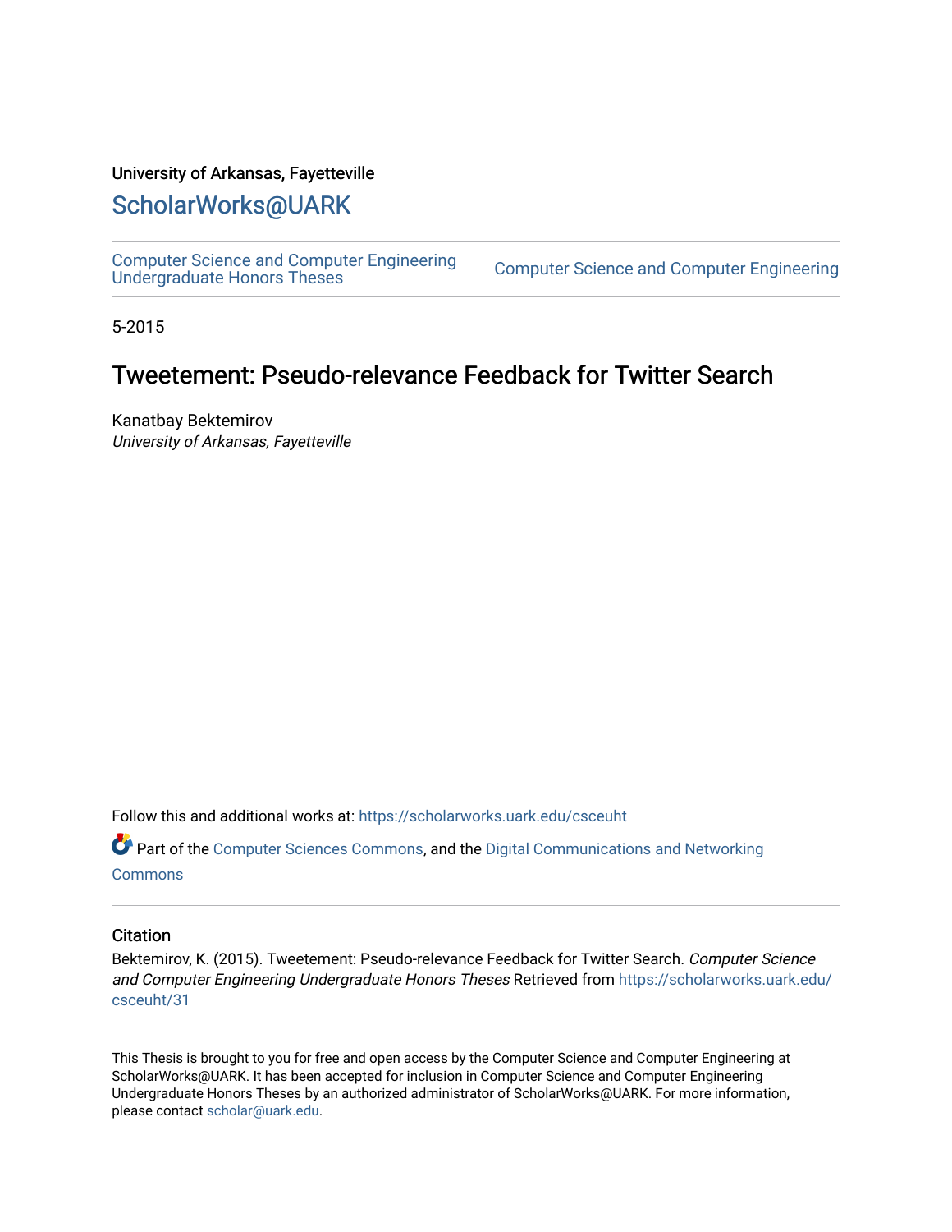University of Arkansas, Fayetteville

# ScholarWorks@UARK

Computer Science and Computer Engineering Undergraduate Honors Theses | Computer Science and Computer Engineering

5-2015

## Tweetement: Pseudo-relevance Feedback for Twitter Search

Kanatbay Bektemirov
*University of Arkansas, Fayetteville*

Follow this and additional works at: https://scholarworks.uark.edu/csceuht

Part of the Computer Sciences Commons, and the Digital Communications and Networking Commons

### Citation

Bektemirov, K. (2015). Tweetement: Pseudo-relevance Feedback for Twitter Search. *Computer Science and Computer Engineering Undergraduate Honors Theses* Retrieved from https://scholarworks.uark.edu/csceuht/31

This Thesis is brought to you for free and open access by the Computer Science and Computer Engineering at ScholarWorks@UARK. It has been accepted for inclusion in Computer Science and Computer Engineering Undergraduate Honors Theses by an authorized administrator of ScholarWorks@UARK. For more information, please contact scholar@uark.edu.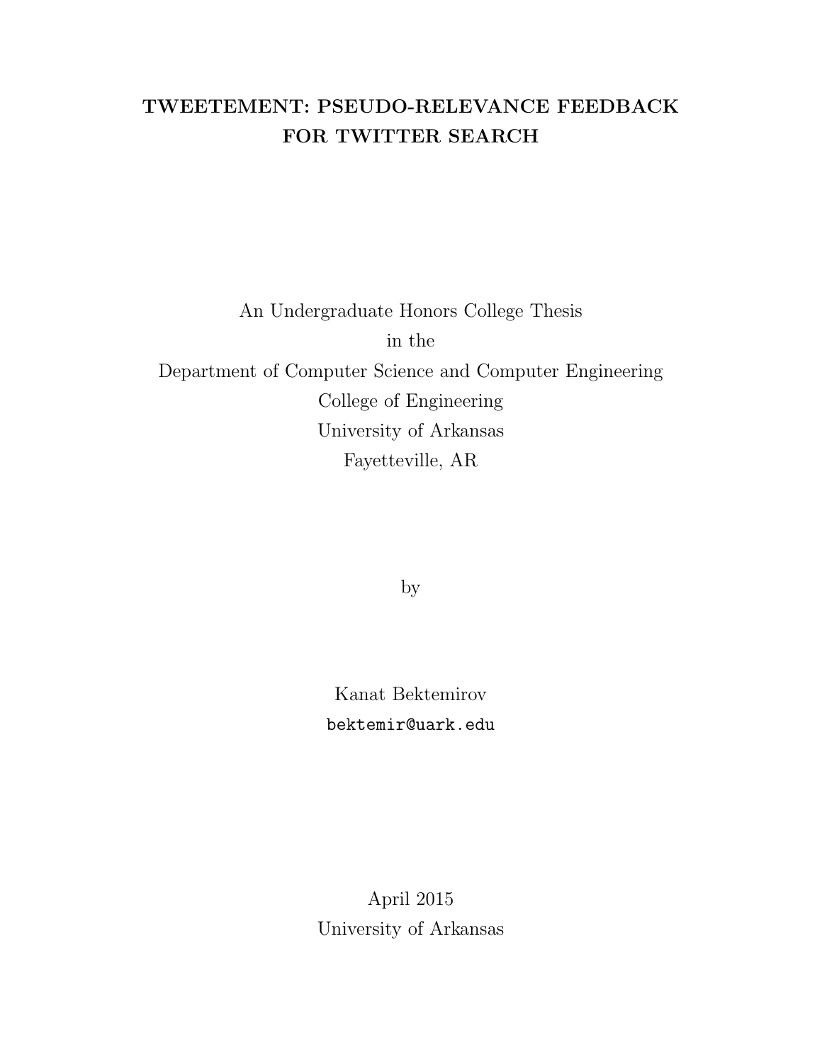# TWEETEMENT: PSEUDO-RELEVANCE FEEDBACK FOR TWITTER SEARCH

An Undergraduate Honors College Thesis

in the

Department of Computer Science and Computer Engineering

College of Engineering

University of Arkansas

Fayetteville, AR

by

Kanat Bektemirov

`bektemir@uark.edu`

April 2015

University of Arkansas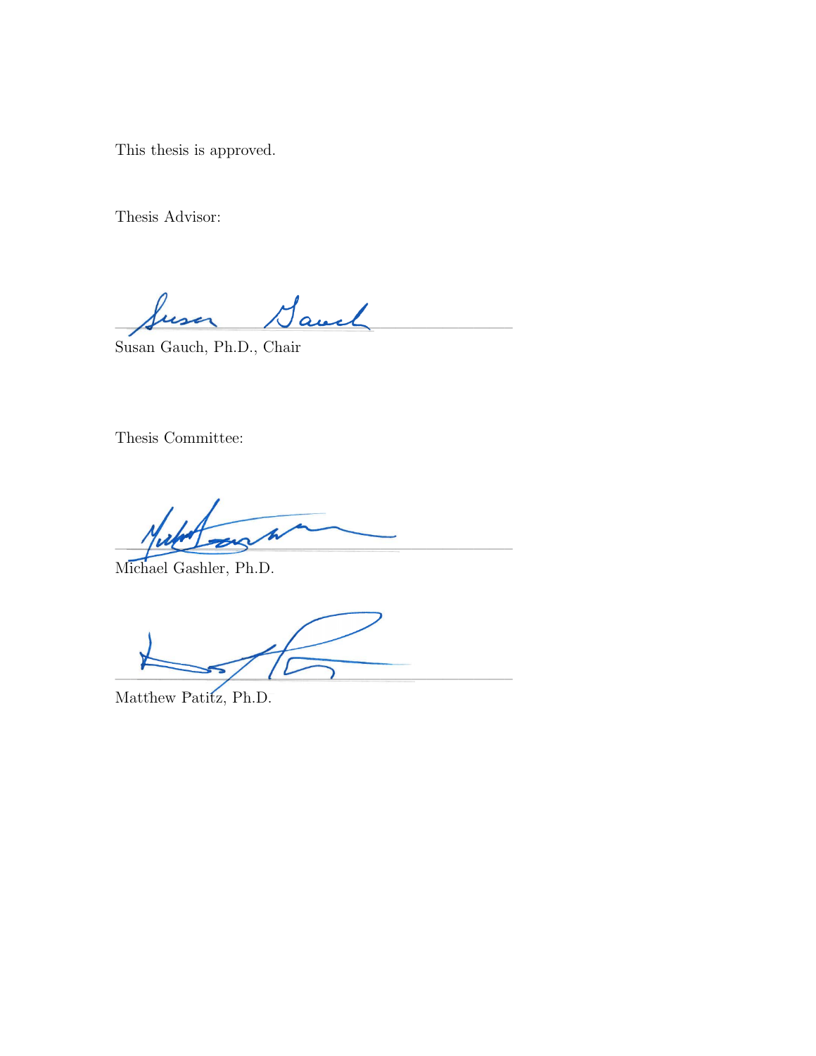This thesis is approved.

Thesis Advisor:

Susan Gauch, Ph.D., Chair

Thesis Committee:

Michael Gashler, Ph.D.

Matthew Patitz, Ph.D.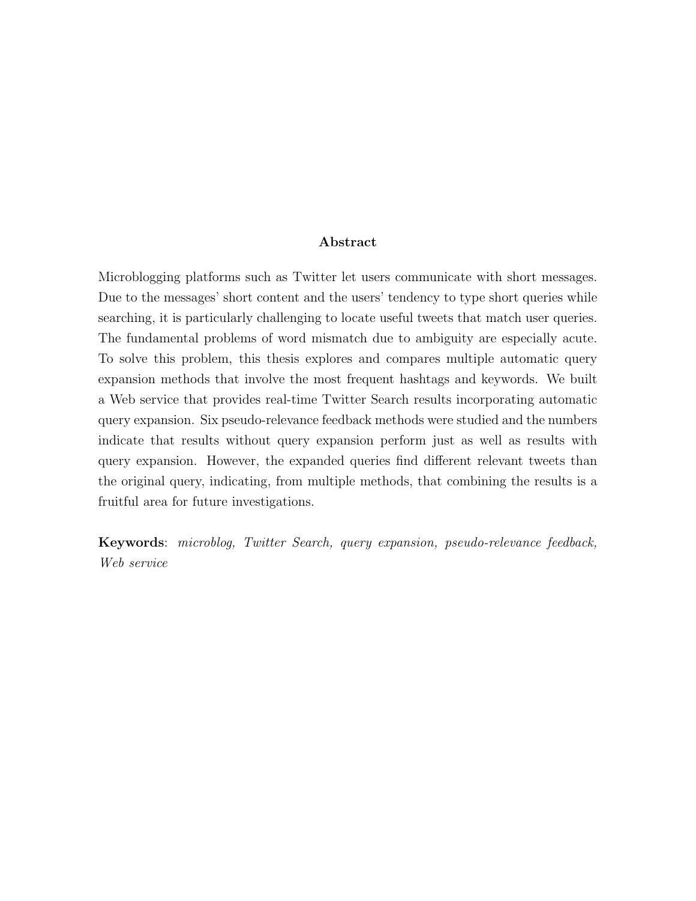## Abstract

Microblogging platforms such as Twitter let users communicate with short messages. Due to the messages' short content and the users' tendency to type short queries while searching, it is particularly challenging to locate useful tweets that match user queries. The fundamental problems of word mismatch due to ambiguity are especially acute. To solve this problem, this thesis explores and compares multiple automatic query expansion methods that involve the most frequent hashtags and keywords. We built a Web service that provides real-time Twitter Search results incorporating automatic query expansion. Six pseudo-relevance feedback methods were studied and the numbers indicate that results without query expansion perform just as well as results with query expansion. However, the expanded queries find different relevant tweets than the original query, indicating, from multiple methods, that combining the results is a fruitful area for future investigations.

**Keywords**: *microblog, Twitter Search, query expansion, pseudo-relevance feedback, Web service*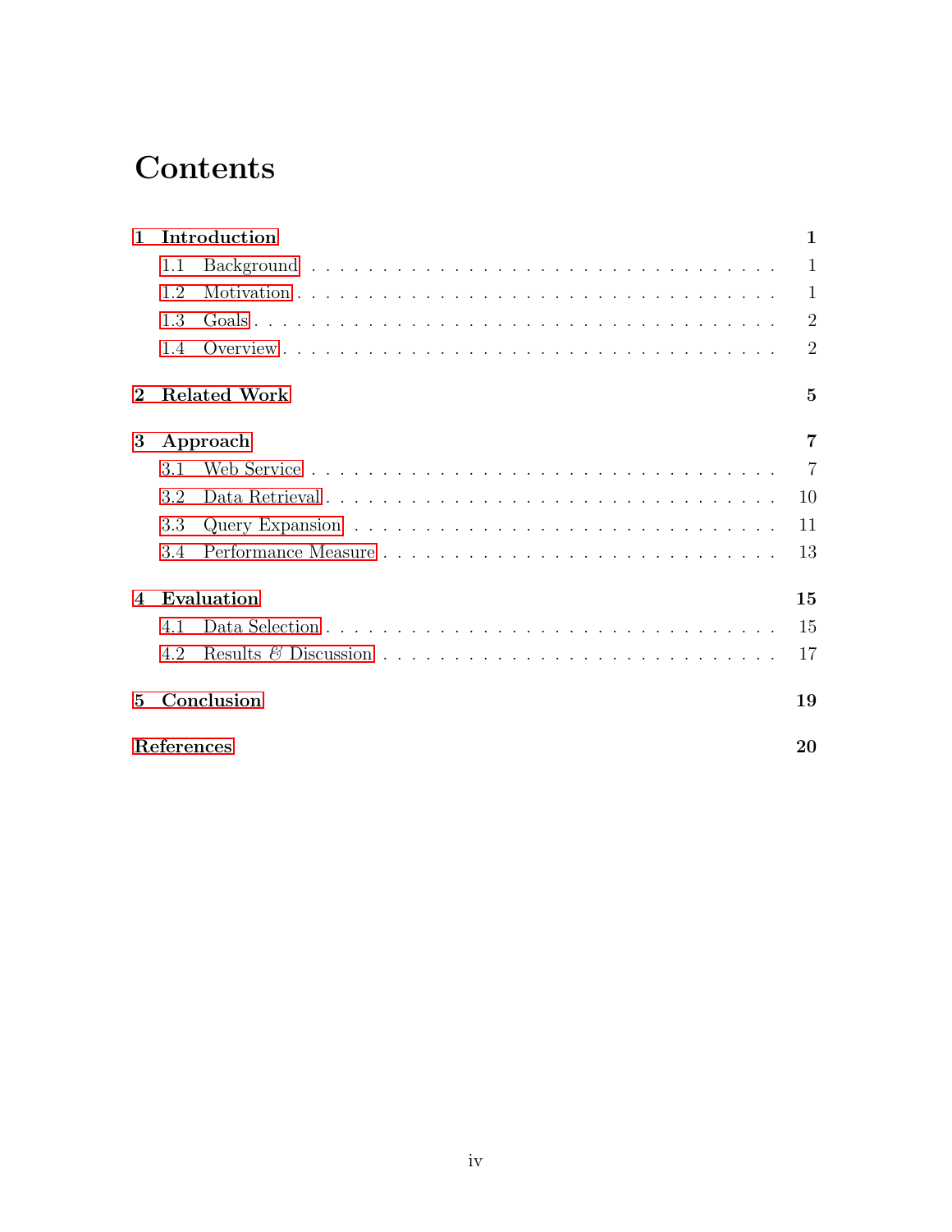# Contents

**1 Introduction** **1**

- 1.1 Background . . . . . . . . . . . . . . . . . . . . . . . . . . . . . . . . 1
- 1.2 Motivation . . . . . . . . . . . . . . . . . . . . . . . . . . . . . . . . 1
- 1.3 Goals . . . . . . . . . . . . . . . . . . . . . . . . . . . . . . . . . . . 2
- 1.4 Overview . . . . . . . . . . . . . . . . . . . . . . . . . . . . . . . . . 2

**2 Related Work** **5**

**3 Approach** **7**

- 3.1 Web Service . . . . . . . . . . . . . . . . . . . . . . . . . . . . . . . 7
- 3.2 Data Retrieval . . . . . . . . . . . . . . . . . . . . . . . . . . . . . . 10
- 3.3 Query Expansion . . . . . . . . . . . . . . . . . . . . . . . . . . . . 11
- 3.4 Performance Measure . . . . . . . . . . . . . . . . . . . . . . . . . . 13

**4 Evaluation** **15**

- 4.1 Data Selection . . . . . . . . . . . . . . . . . . . . . . . . . . . . . . 15
- 4.2 Results & Discussion . . . . . . . . . . . . . . . . . . . . . . . . . . 17

**5 Conclusion** **19**

**References** **20**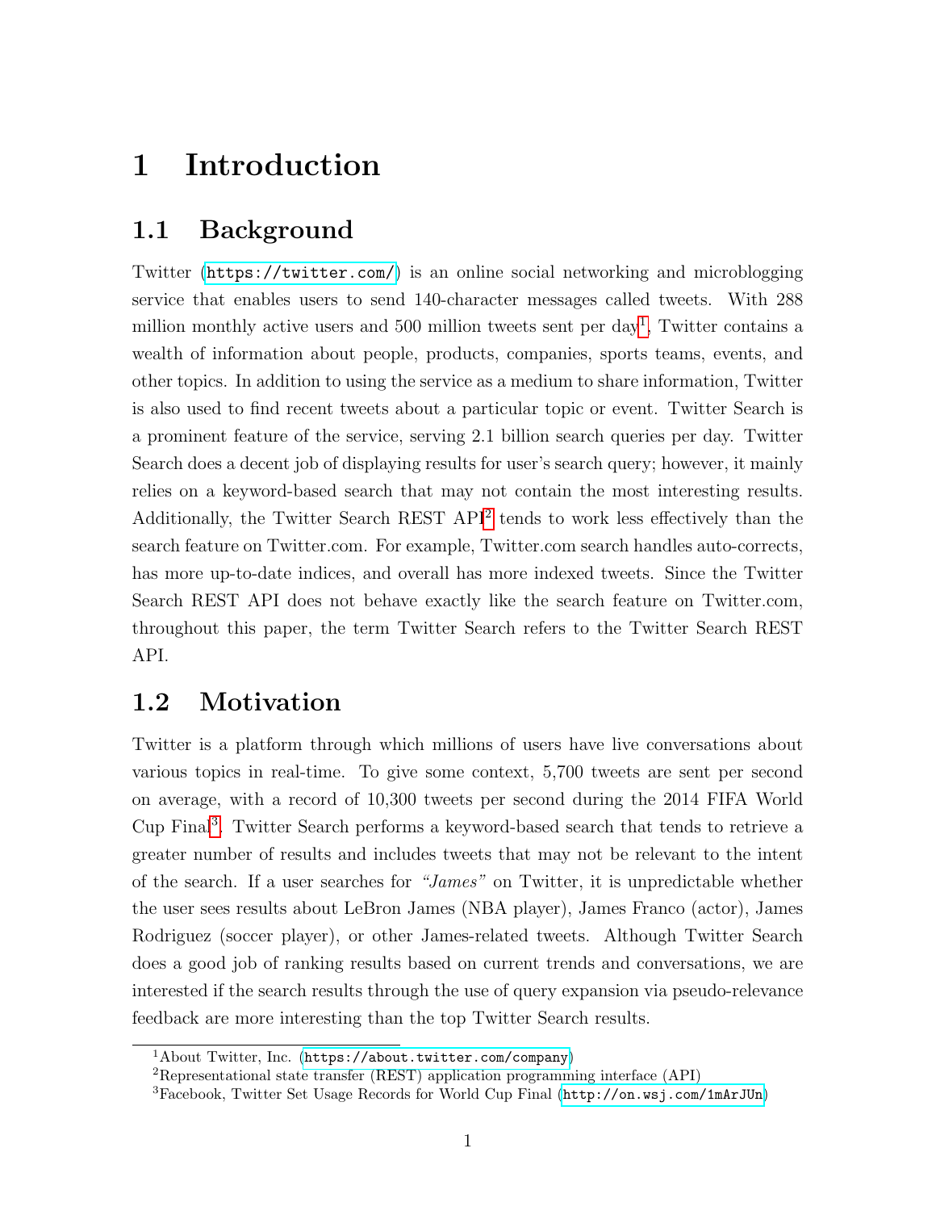# 1 Introduction

## 1.1 Background

Twitter (https://twitter.com/) is an online social networking and microblogging service that enables users to send 140-character messages called tweets. With 288 million monthly active users and 500 million tweets sent per day[1], Twitter contains a wealth of information about people, products, companies, sports teams, events, and other topics. In addition to using the service as a medium to share information, Twitter is also used to find recent tweets about a particular topic or event. Twitter Search is a prominent feature of the service, serving 2.1 billion search queries per day. Twitter Search does a decent job of displaying results for user's search query; however, it mainly relies on a keyword-based search that may not contain the most interesting results. Additionally, the Twitter Search REST API[2] tends to work less effectively than the search feature on Twitter.com. For example, Twitter.com search handles auto-corrects, has more up-to-date indices, and overall has more indexed tweets. Since the Twitter Search REST API does not behave exactly like the search feature on Twitter.com, throughout this paper, the term Twitter Search refers to the Twitter Search REST API.

## 1.2 Motivation

Twitter is a platform through which millions of users have live conversations about various topics in real-time. To give some context, 5,700 tweets are sent per second on average, with a record of 10,300 tweets per second during the 2014 FIFA World Cup Final[3]. Twitter Search performs a keyword-based search that tends to retrieve a greater number of results and includes tweets that may not be relevant to the intent of the search. If a user searches for *"James"* on Twitter, it is unpredictable whether the user sees results about LeBron James (NBA player), James Franco (actor), James Rodriguez (soccer player), or other James-related tweets. Although Twitter Search does a good job of ranking results based on current trends and conversations, we are interested if the search results through the use of query expansion via pseudo-relevance feedback are more interesting than the top Twitter Search results.

[1] About Twitter, Inc. (https://about.twitter.com/company)

[2] Representational state transfer (REST) application programming interface (API)

[3] Facebook, Twitter Set Usage Records for World Cup Final (http://on.wsj.com/1mArJUn)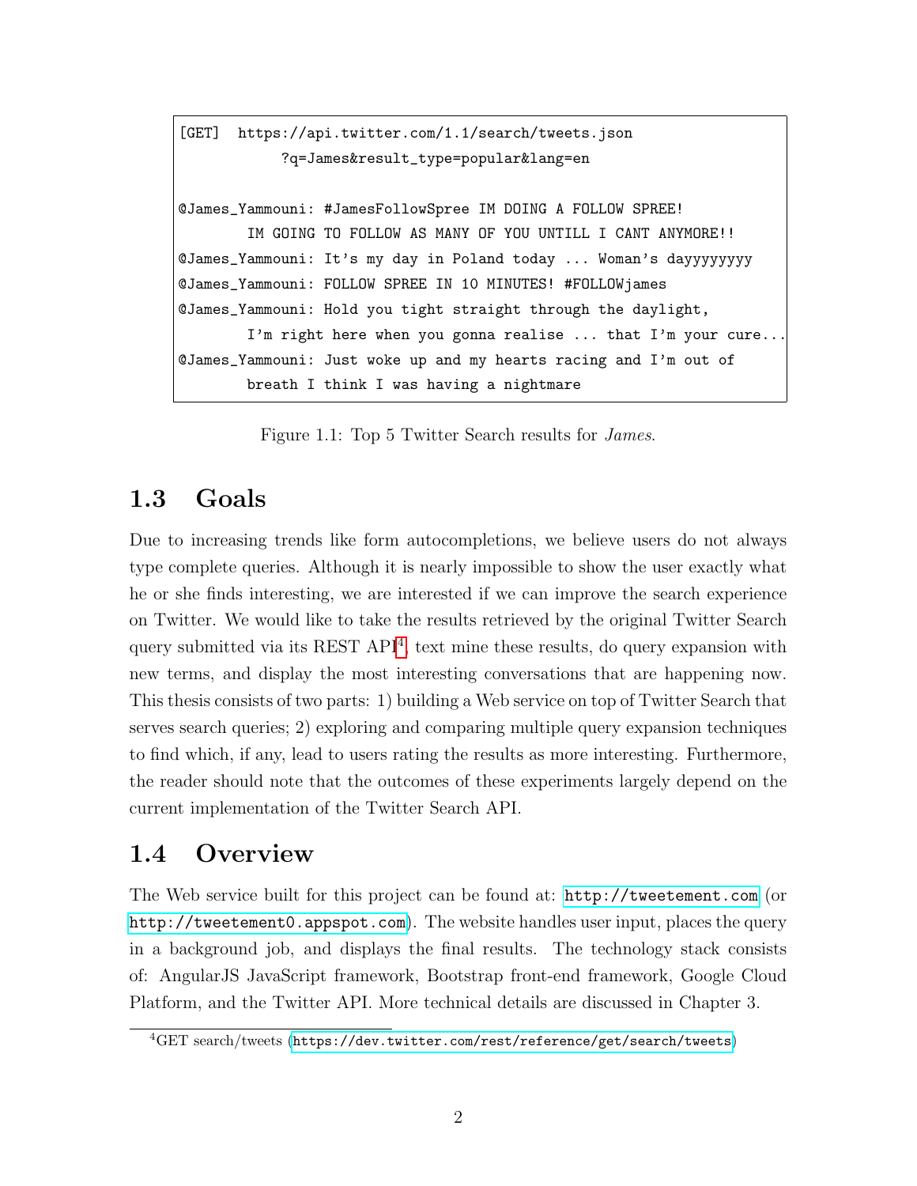```
[GET]  https://api.twitter.com/1.1/search/tweets.json
           ?q=James&result_type=popular&lang=en

@James_Yammouni: #JamesFollowSpree IM DOING A FOLLOW SPREE!
        IM GOING TO FOLLOW AS MANY OF YOU UNTILL I CANT ANYMORE!!
@James_Yammouni: It's my day in Poland today ... Woman's dayyyyyyyy
@James_Yammouni: FOLLOW SPREE IN 10 MINUTES! #FOLLOWjames
@James_Yammouni: Hold you tight straight through the daylight,
        I'm right here when you gonna realise ... that I'm your cure...
@James_Yammouni: Just woke up and my hearts racing and I'm out of
        breath I think I was having a nightmare
```

Figure 1.1: Top 5 Twitter Search results for *James*.

## 1.3 Goals

Due to increasing trends like form autocompletions, we believe users do not always type complete queries. Although it is nearly impossible to show the user exactly what he or she finds interesting, we are interested if we can improve the search experience on Twitter. We would like to take the results retrieved by the original Twitter Search query submitted via its REST API[4], text mine these results, do query expansion with new terms, and display the most interesting conversations that are happening now. This thesis consists of two parts: 1) building a Web service on top of Twitter Search that serves search queries; 2) exploring and comparing multiple query expansion techniques to find which, if any, lead to users rating the results as more interesting. Furthermore, the reader should note that the outcomes of these experiments largely depend on the current implementation of the Twitter Search API.

## 1.4 Overview

The Web service built for this project can be found at: http://tweetement.com (or http://tweetement0.appspot.com). The website handles user input, places the query in a background job, and displays the final results. The technology stack consists of: AngularJS JavaScript framework, Bootstrap front-end framework, Google Cloud Platform, and the Twitter API. More technical details are discussed in Chapter 3.

[4] GET search/tweets (https://dev.twitter.com/rest/reference/get/search/tweets)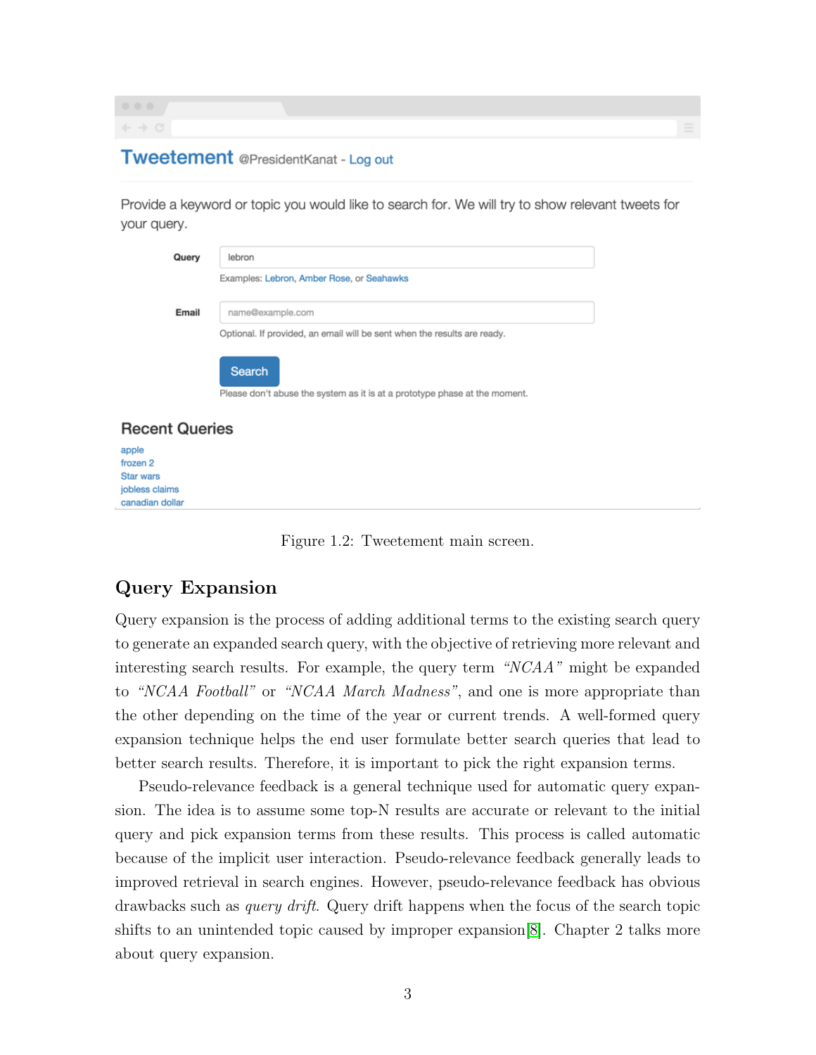Figure 1.2: Tweetement main screen.

## Query Expansion

Query expansion is the process of adding additional terms to the existing search query to generate an expanded search query, with the objective of retrieving more relevant and interesting search results. For example, the query term *"NCAA"* might be expanded to *"NCAA Football"* or *"NCAA March Madness"*, and one is more appropriate than the other depending on the time of the year or current trends. A well-formed query expansion technique helps the end user formulate better search queries that lead to better search results. Therefore, it is important to pick the right expansion terms.

Pseudo-relevance feedback is a general technique used for automatic query expansion. The idea is to assume some top-N results are accurate or relevant to the initial query and pick expansion terms from these results. This process is called automatic because of the implicit user interaction. Pseudo-relevance feedback generally leads to improved retrieval in search engines. However, pseudo-relevance feedback has obvious drawbacks such as *query drift*. Query drift happens when the focus of the search topic shifts to an unintended topic caused by improper expansion[8]. Chapter 2 talks more about query expansion.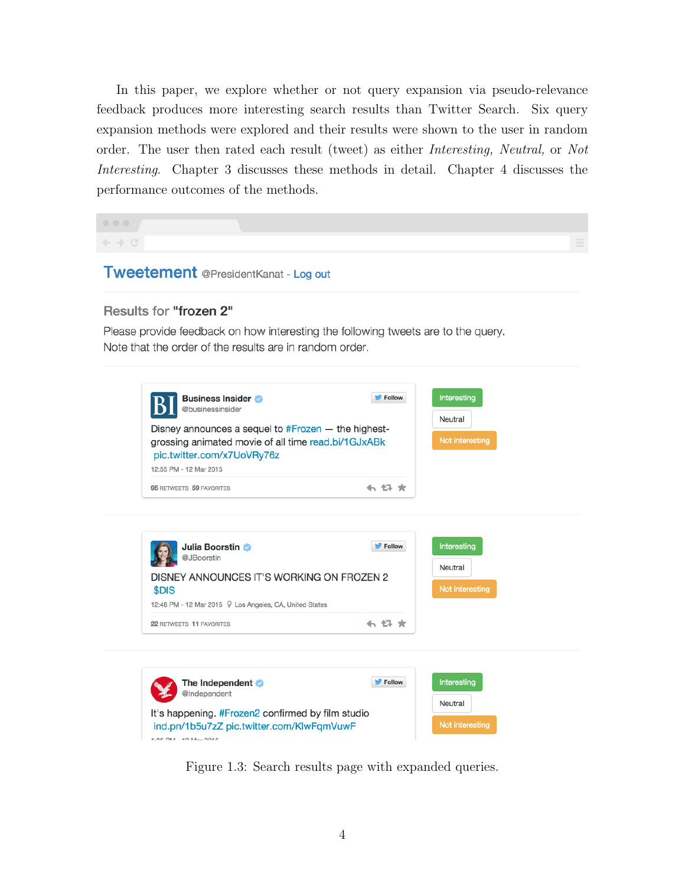In this paper, we explore whether or not query expansion via pseudo-relevance feedback produces more interesting search results than Twitter Search. Six query expansion methods were explored and their results were shown to the user in random order. The user then rated each result (tweet) as either *Interesting*, *Neutral*, or *Not Interesting*. Chapter 3 discusses these methods in detail. Chapter 4 discusses the performance outcomes of the methods.

Tweetement @PresidentKanat - Log out

Results for "frozen 2"

Please provide feedback on how interesting the following tweets are to the query. Note that the order of the results are in random order.

Business Insider @businessinsider — Follow
Disney announces a sequel to #Frozen — the highest-grossing animated movie of all time read.bi/1GJxABk pic.twitter.com/x7UoVRy76z
12:55 PM - 12 Mar 2015
95 RETWEETS 59 FAVORITES
Interesting | Neutral | Not interesting

Julia Boorstin @JBoorstin — Follow
DISNEY ANNOUNCES IT'S WORKING ON FROZEN 2 $DIS
12:46 PM - 12 Mar 2015 Los Angeles, CA, United States
22 RETWEETS 11 FAVORITES
Interesting | Neutral | Not interesting

The Independent @Independent — Follow
It's happening. #Frozen2 confirmed by film studio ind.pn/1b5u7zZ pic.twitter.com/KlwFqmVuwF
Interesting | Neutral | Not interesting

Figure 1.3: Search results page with expanded queries.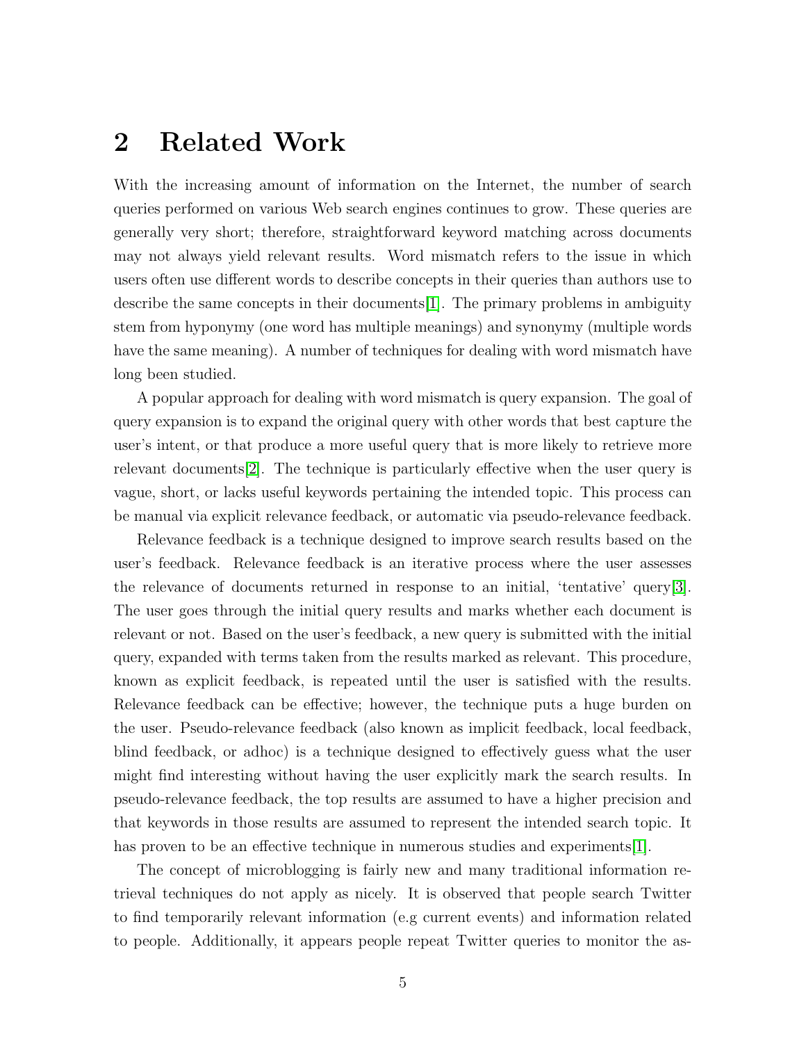# 2 Related Work

With the increasing amount of information on the Internet, the number of search queries performed on various Web search engines continues to grow. These queries are generally very short; therefore, straightforward keyword matching across documents may not always yield relevant results. Word mismatch refers to the issue in which users often use different words to describe concepts in their queries than authors use to describe the same concepts in their documents[1]. The primary problems in ambiguity stem from hyponymy (one word has multiple meanings) and synonymy (multiple words have the same meaning). A number of techniques for dealing with word mismatch have long been studied.

A popular approach for dealing with word mismatch is query expansion. The goal of query expansion is to expand the original query with other words that best capture the user's intent, or that produce a more useful query that is more likely to retrieve more relevant documents[2]. The technique is particularly effective when the user query is vague, short, or lacks useful keywords pertaining the intended topic. This process can be manual via explicit relevance feedback, or automatic via pseudo-relevance feedback.

Relevance feedback is a technique designed to improve search results based on the user's feedback. Relevance feedback is an iterative process where the user assesses the relevance of documents returned in response to an initial, 'tentative' query[3]. The user goes through the initial query results and marks whether each document is relevant or not. Based on the user's feedback, a new query is submitted with the initial query, expanded with terms taken from the results marked as relevant. This procedure, known as explicit feedback, is repeated until the user is satisfied with the results. Relevance feedback can be effective; however, the technique puts a huge burden on the user. Pseudo-relevance feedback (also known as implicit feedback, local feedback, blind feedback, or adhoc) is a technique designed to effectively guess what the user might find interesting without having the user explicitly mark the search results. In pseudo-relevance feedback, the top results are assumed to have a higher precision and that keywords in those results are assumed to represent the intended search topic. It has proven to be an effective technique in numerous studies and experiments[1].

The concept of microblogging is fairly new and many traditional information retrieval techniques do not apply as nicely. It is observed that people search Twitter to find temporarily relevant information (e.g current events) and information related to people. Additionally, it appears people repeat Twitter queries to monitor the as-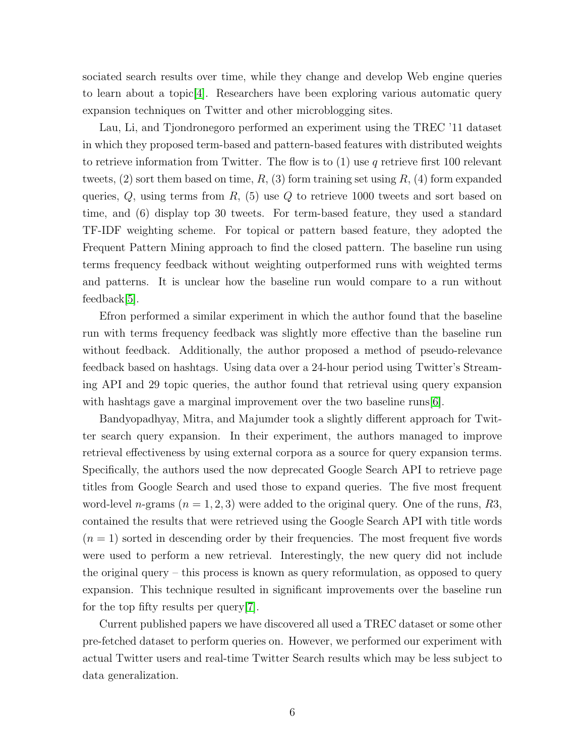sociated search results over time, while they change and develop Web engine queries to learn about a topic[4]. Researchers have been exploring various automatic query expansion techniques on Twitter and other microblogging sites.

Lau, Li, and Tjondronegoro performed an experiment using the TREC '11 dataset in which they proposed term-based and pattern-based features with distributed weights to retrieve information from Twitter. The flow is to (1) use $q$ retrieve first 100 relevant tweets, (2) sort them based on time, $R$, (3) form training set using $R$, (4) form expanded queries, $Q$, using terms from $R$, (5) use $Q$ to retrieve 1000 tweets and sort based on time, and (6) display top 30 tweets. For term-based feature, they used a standard TF-IDF weighting scheme. For topical or pattern based feature, they adopted the Frequent Pattern Mining approach to find the closed pattern. The baseline run using terms frequency feedback without weighting outperformed runs with weighted terms and patterns. It is unclear how the baseline run would compare to a run without feedback[5].

Efron performed a similar experiment in which the author found that the baseline run with terms frequency feedback was slightly more effective than the baseline run without feedback. Additionally, the author proposed a method of pseudo-relevance feedback based on hashtags. Using data over a 24-hour period using Twitter's Streaming API and 29 topic queries, the author found that retrieval using query expansion with hashtags gave a marginal improvement over the two baseline runs[6].

Bandyopadhyay, Mitra, and Majumder took a slightly different approach for Twitter search query expansion. In their experiment, the authors managed to improve retrieval effectiveness by using external corpora as a source for query expansion terms. Specifically, the authors used the now deprecated Google Search API to retrieve page titles from Google Search and used those to expand queries. The five most frequent word-level $n$-grams ($n = 1, 2, 3$) were added to the original query. One of the runs, $R3$, contained the results that were retrieved using the Google Search API with title words ($n = 1$) sorted in descending order by their frequencies. The most frequent five words were used to perform a new retrieval. Interestingly, the new query did not include the original query – this process is known as query reformulation, as opposed to query expansion. This technique resulted in significant improvements over the baseline run for the top fifty results per query[7].

Current published papers we have discovered all used a TREC dataset or some other pre-fetched dataset to perform queries on. However, we performed our experiment with actual Twitter users and real-time Twitter Search results which may be less subject to data generalization.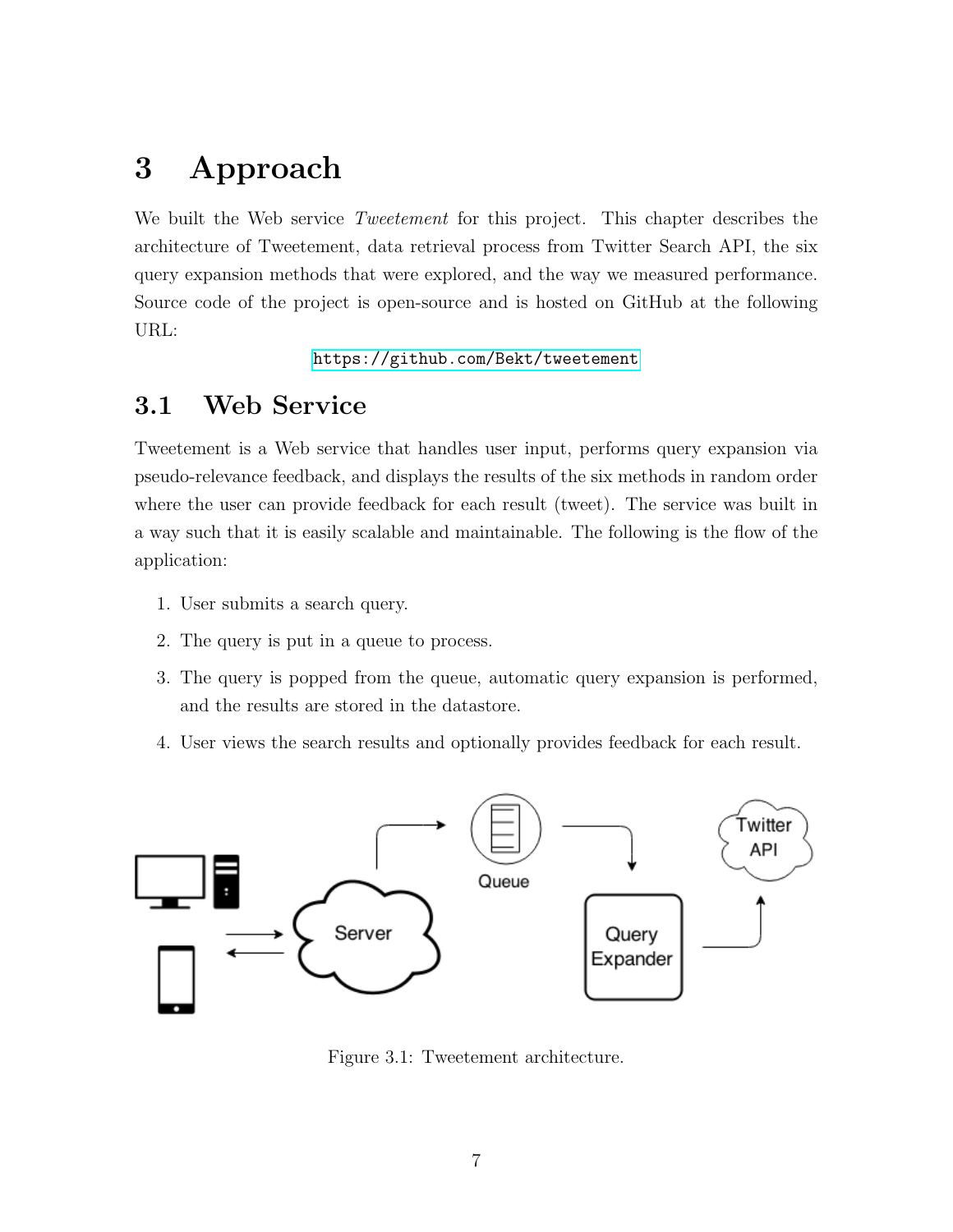# 3 Approach

We built the Web service *Tweetement* for this project. This chapter describes the architecture of Tweetement, data retrieval process from Twitter Search API, the six query expansion methods that were explored, and the way we measured performance. Source code of the project is open-source and is hosted on GitHub at the following URL:

https://github.com/Bekt/tweetement

## 3.1 Web Service

Tweetement is a Web service that handles user input, performs query expansion via pseudo-relevance feedback, and displays the results of the six methods in random order where the user can provide feedback for each result (tweet). The service was built in a way such that it is easily scalable and maintainable. The following is the flow of the application:

1. User submits a search query.
2. The query is put in a queue to process.
3. The query is popped from the queue, automatic query expansion is performed, and the results are stored in the datastore.
4. User views the search results and optionally provides feedback for each result.

Figure 3.1: Tweetement architecture.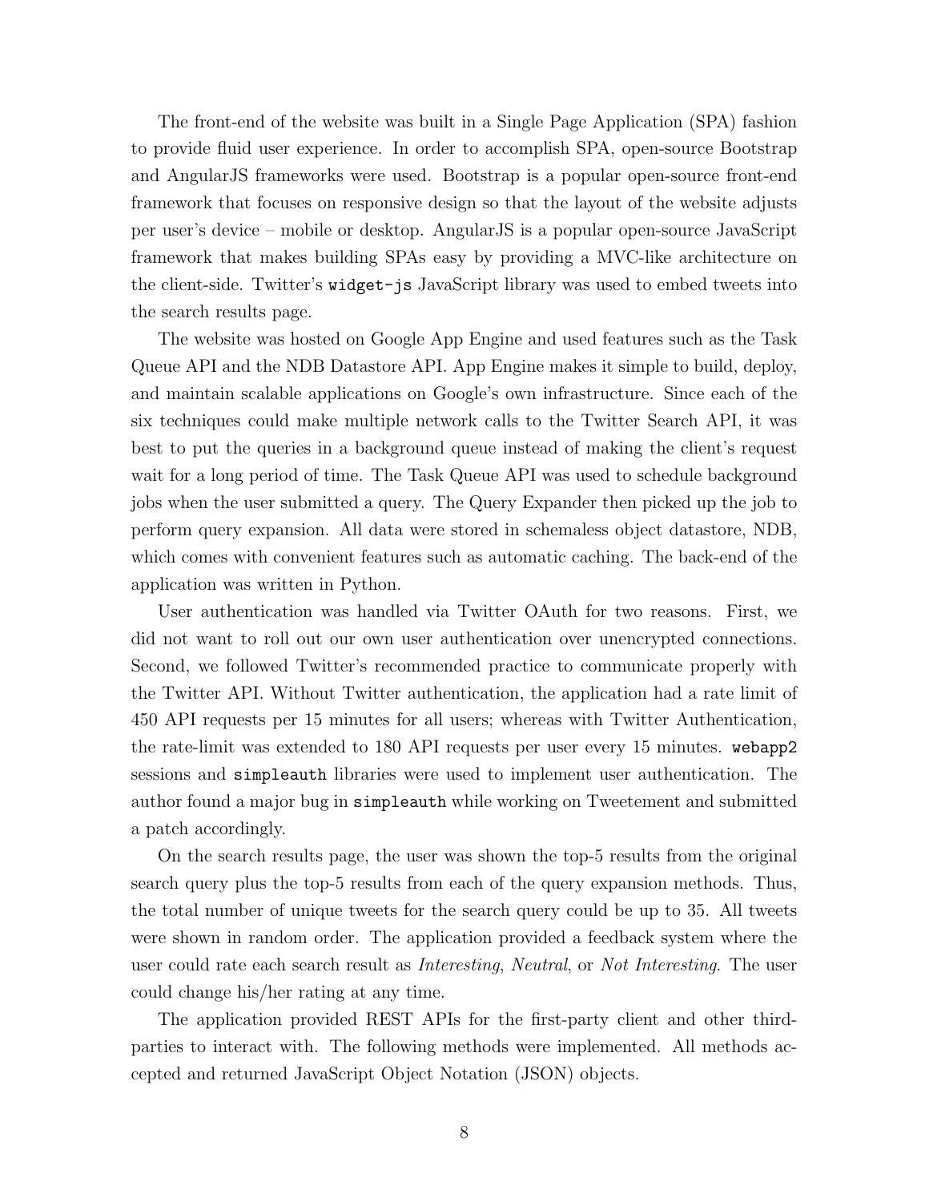The front-end of the website was built in a Single Page Application (SPA) fashion to provide fluid user experience. In order to accomplish SPA, open-source Bootstrap and AngularJS frameworks were used. Bootstrap is a popular open-source front-end framework that focuses on responsive design so that the layout of the website adjusts per user's device – mobile or desktop. AngularJS is a popular open-source JavaScript framework that makes building SPAs easy by providing a MVC-like architecture on the client-side. Twitter's `widget-js` JavaScript library was used to embed tweets into the search results page.

The website was hosted on Google App Engine and used features such as the Task Queue API and the NDB Datastore API. App Engine makes it simple to build, deploy, and maintain scalable applications on Google's own infrastructure. Since each of the six techniques could make multiple network calls to the Twitter Search API, it was best to put the queries in a background queue instead of making the client's request wait for a long period of time. The Task Queue API was used to schedule background jobs when the user submitted a query. The Query Expander then picked up the job to perform query expansion. All data were stored in schemaless object datastore, NDB, which comes with convenient features such as automatic caching. The back-end of the application was written in Python.

User authentication was handled via Twitter OAuth for two reasons. First, we did not want to roll out our own user authentication over unencrypted connections. Second, we followed Twitter's recommended practice to communicate properly with the Twitter API. Without Twitter authentication, the application had a rate limit of 450 API requests per 15 minutes for all users; whereas with Twitter Authentication, the rate-limit was extended to 180 API requests per user every 15 minutes. `webapp2` sessions and `simpleauth` libraries were used to implement user authentication. The author found a major bug in `simpleauth` while working on Tweetement and submitted a patch accordingly.

On the search results page, the user was shown the top-5 results from the original search query plus the top-5 results from each of the query expansion methods. Thus, the total number of unique tweets for the search query could be up to 35. All tweets were shown in random order. The application provided a feedback system where the user could rate each search result as *Interesting*, *Neutral*, or *Not Interesting*. The user could change his/her rating at any time.

The application provided REST APIs for the first-party client and other third-parties to interact with. The following methods were implemented. All methods accepted and returned JavaScript Object Notation (JSON) objects.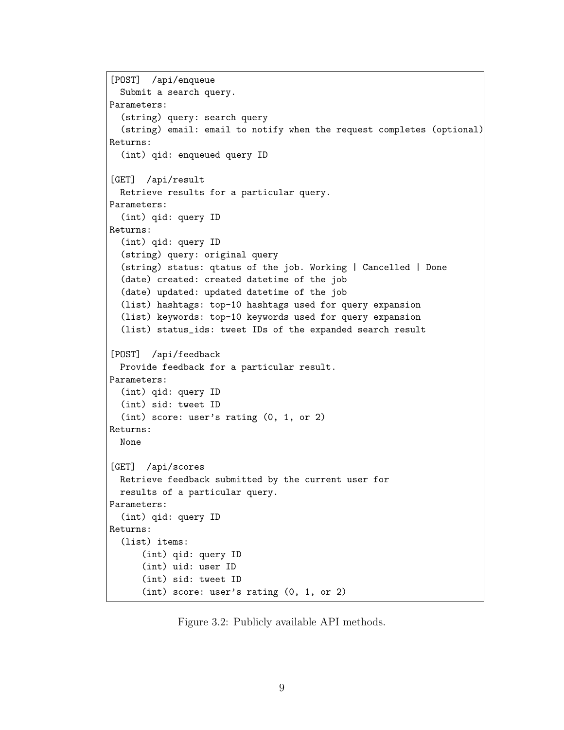```
[POST]  /api/enqueue
  Submit a search query.
Parameters:
  (string) query: search query
  (string) email: email to notify when the request completes (optional)
Returns:
  (int) qid: enqueued query ID

[GET]  /api/result
  Retrieve results for a particular query.
Parameters:
  (int) qid: query ID
Returns:
  (int) qid: query ID
  (string) query: original query
  (string) status: qtatus of the job. Working | Cancelled | Done
  (date) created: created datetime of the job
  (date) updated: updated datetime of the job
  (list) hashtags: top-10 hashtags used for query expansion
  (list) keywords: top-10 keywords used for query expansion
  (list) status_ids: tweet IDs of the expanded search result

[POST]  /api/feedback
  Provide feedback for a particular result.
Parameters:
  (int) qid: query ID
  (int) sid: tweet ID
  (int) score: user's rating (0, 1, or 2)
Returns:
  None

[GET]  /api/scores
  Retrieve feedback submitted by the current user for
  results of a particular query.
Parameters:
  (int) qid: query ID
Returns:
  (list) items:
      (int) qid: query ID
      (int) uid: user ID
      (int) sid: tweet ID
      (int) score: user's rating (0, 1, or 2)
```

Figure 3.2: Publicly available API methods.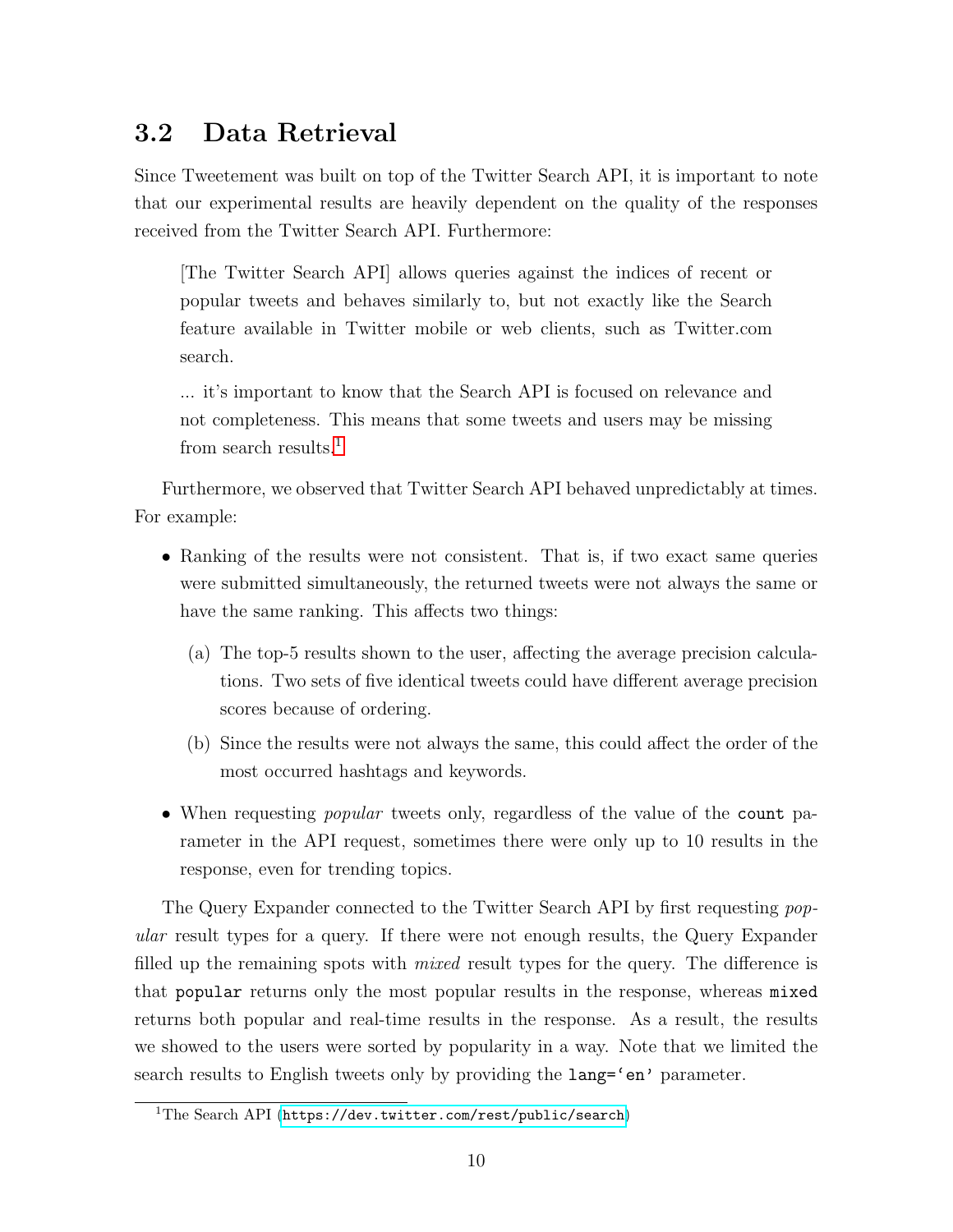## 3.2 Data Retrieval

Since Tweetement was built on top of the Twitter Search API, it is important to note that our experimental results are heavily dependent on the quality of the responses received from the Twitter Search API. Furthermore:

> [The Twitter Search API] allows queries against the indices of recent or popular tweets and behaves similarly to, but not exactly like the Search feature available in Twitter mobile or web clients, such as Twitter.com search.
>
> ... it's important to know that the Search API is focused on relevance and not completeness. This means that some tweets and users may be missing from search results.[1]

Furthermore, we observed that Twitter Search API behaved unpredictably at times. For example:

- Ranking of the results were not consistent. That is, if two exact same queries were submitted simultaneously, the returned tweets were not always the same or have the same ranking. This affects two things:
  - (a) The top-5 results shown to the user, affecting the average precision calculations. Two sets of five identical tweets could have different average precision scores because of ordering.
  - (b) Since the results were not always the same, this could affect the order of the most occurred hashtags and keywords.
- When requesting *popular* tweets only, regardless of the value of the `count` parameter in the API request, sometimes there were only up to 10 results in the response, even for trending topics.

The Query Expander connected to the Twitter Search API by first requesting *popular* result types for a query. If there were not enough results, the Query Expander filled up the remaining spots with *mixed* result types for the query. The difference is that `popular` returns only the most popular results in the response, whereas `mixed` returns both popular and real-time results in the response. As a result, the results we showed to the users were sorted by popularity in a way. Note that we limited the search results to English tweets only by providing the `lang='en'` parameter.

[1] The Search API (https://dev.twitter.com/rest/public/search)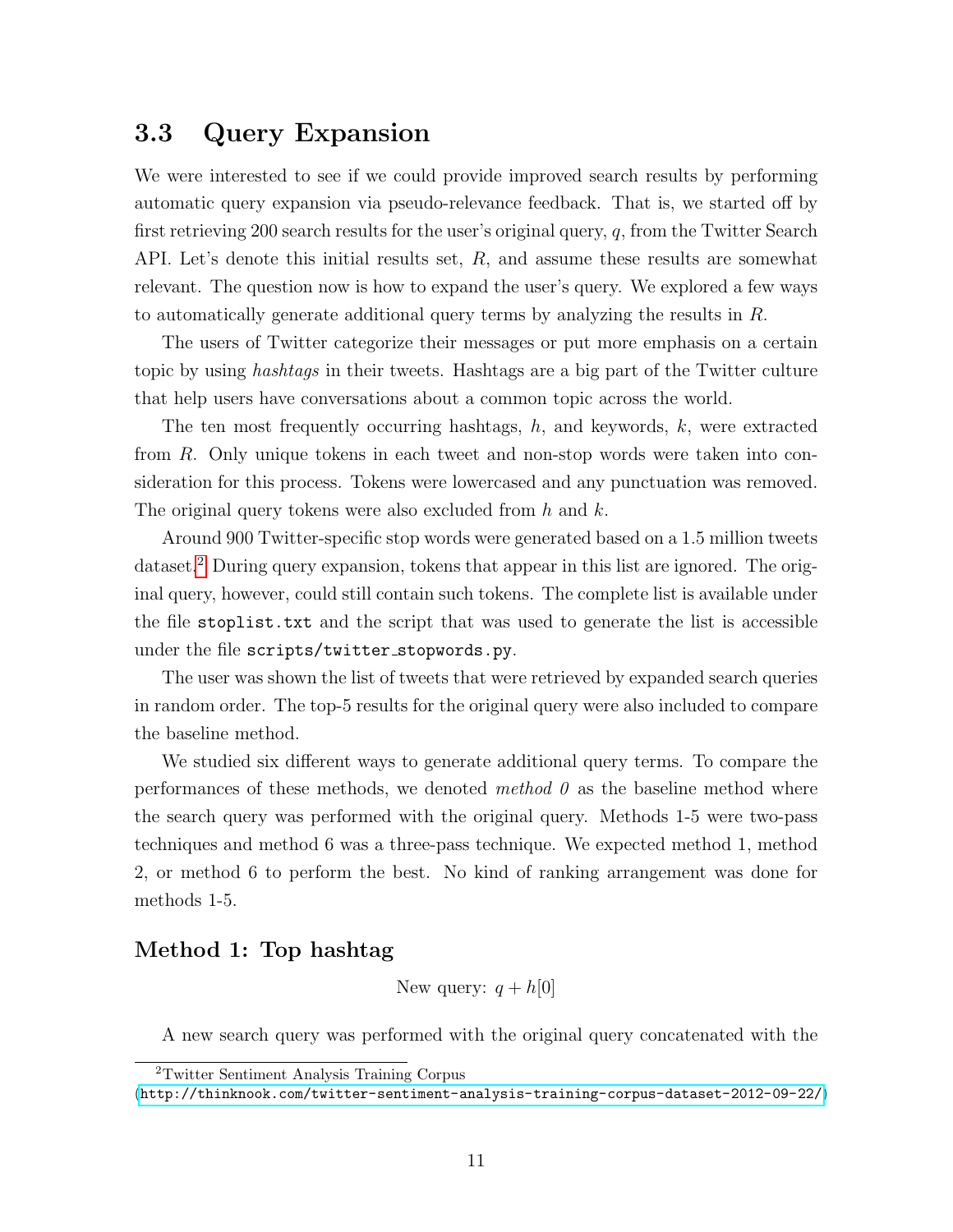## 3.3 Query Expansion

We were interested to see if we could provide improved search results by performing automatic query expansion via pseudo-relevance feedback. That is, we started off by first retrieving 200 search results for the user's original query, $q$, from the Twitter Search API. Let's denote this initial results set, $R$, and assume these results are somewhat relevant. The question now is how to expand the user's query. We explored a few ways to automatically generate additional query terms by analyzing the results in $R$.

The users of Twitter categorize their messages or put more emphasis on a certain topic by using *hashtags* in their tweets. Hashtags are a big part of the Twitter culture that help users have conversations about a common topic across the world.

The ten most frequently occurring hashtags, $h$, and keywords, $k$, were extracted from $R$. Only unique tokens in each tweet and non-stop words were taken into consideration for this process. Tokens were lowercased and any punctuation was removed. The original query tokens were also excluded from $h$ and $k$.

Around 900 Twitter-specific stop words were generated based on a 1.5 million tweets dataset.[2] During query expansion, tokens that appear in this list are ignored. The original query, however, could still contain such tokens. The complete list is available under the file `stoplist.txt` and the script that was used to generate the list is accessible under the file `scripts/twitter_stopwords.py`.

The user was shown the list of tweets that were retrieved by expanded search queries in random order. The top-5 results for the original query were also included to compare the baseline method.

We studied six different ways to generate additional query terms. To compare the performances of these methods, we denoted *method 0* as the baseline method where the search query was performed with the original query. Methods 1-5 were two-pass techniques and method 6 was a three-pass technique. We expected method 1, method 2, or method 6 to perform the best. No kind of ranking arrangement was done for methods 1-5.

### Method 1: Top hashtag

$$\text{New query: } q + h[0]$$

A new search query was performed with the original query concatenated with the

[2] Twitter Sentiment Analysis Training Corpus (http://thinknook.com/twitter-sentiment-analysis-training-corpus-dataset-2012-09-22/)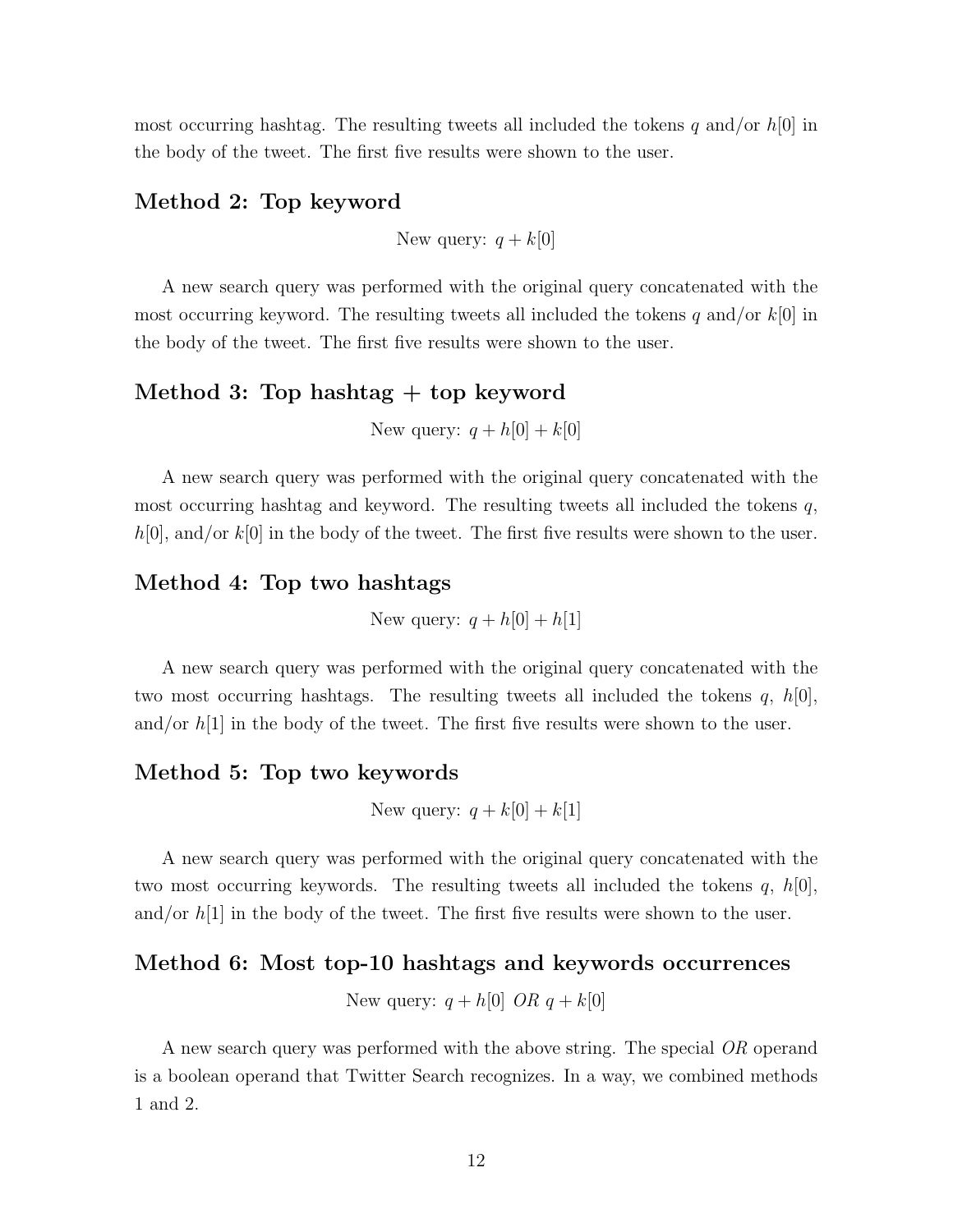most occurring hashtag. The resulting tweets all included the tokens $q$ and/or $h[0]$ in the body of the tweet. The first five results were shown to the user.

### Method 2: Top keyword

New query: $q + k[0]$

A new search query was performed with the original query concatenated with the most occurring keyword. The resulting tweets all included the tokens $q$ and/or $k[0]$ in the body of the tweet. The first five results were shown to the user.

### Method 3: Top hashtag + top keyword

New query: $q + h[0] + k[0]$

A new search query was performed with the original query concatenated with the most occurring hashtag and keyword. The resulting tweets all included the tokens $q$, $h[0]$, and/or $k[0]$ in the body of the tweet. The first five results were shown to the user.

### Method 4: Top two hashtags

New query: $q + h[0] + h[1]$

A new search query was performed with the original query concatenated with the two most occurring hashtags. The resulting tweets all included the tokens $q$, $h[0]$, and/or $h[1]$ in the body of the tweet. The first five results were shown to the user.

### Method 5: Top two keywords

New query: $q + k[0] + k[1]$

A new search query was performed with the original query concatenated with the two most occurring keywords. The resulting tweets all included the tokens $q$, $h[0]$, and/or $h[1]$ in the body of the tweet. The first five results were shown to the user.

### Method 6: Most top-10 hashtags and keywords occurrences

New query: $q + h[0]$ *OR* $q + k[0]$

A new search query was performed with the above string. The special *OR* operand is a boolean operand that Twitter Search recognizes. In a way, we combined methods 1 and 2.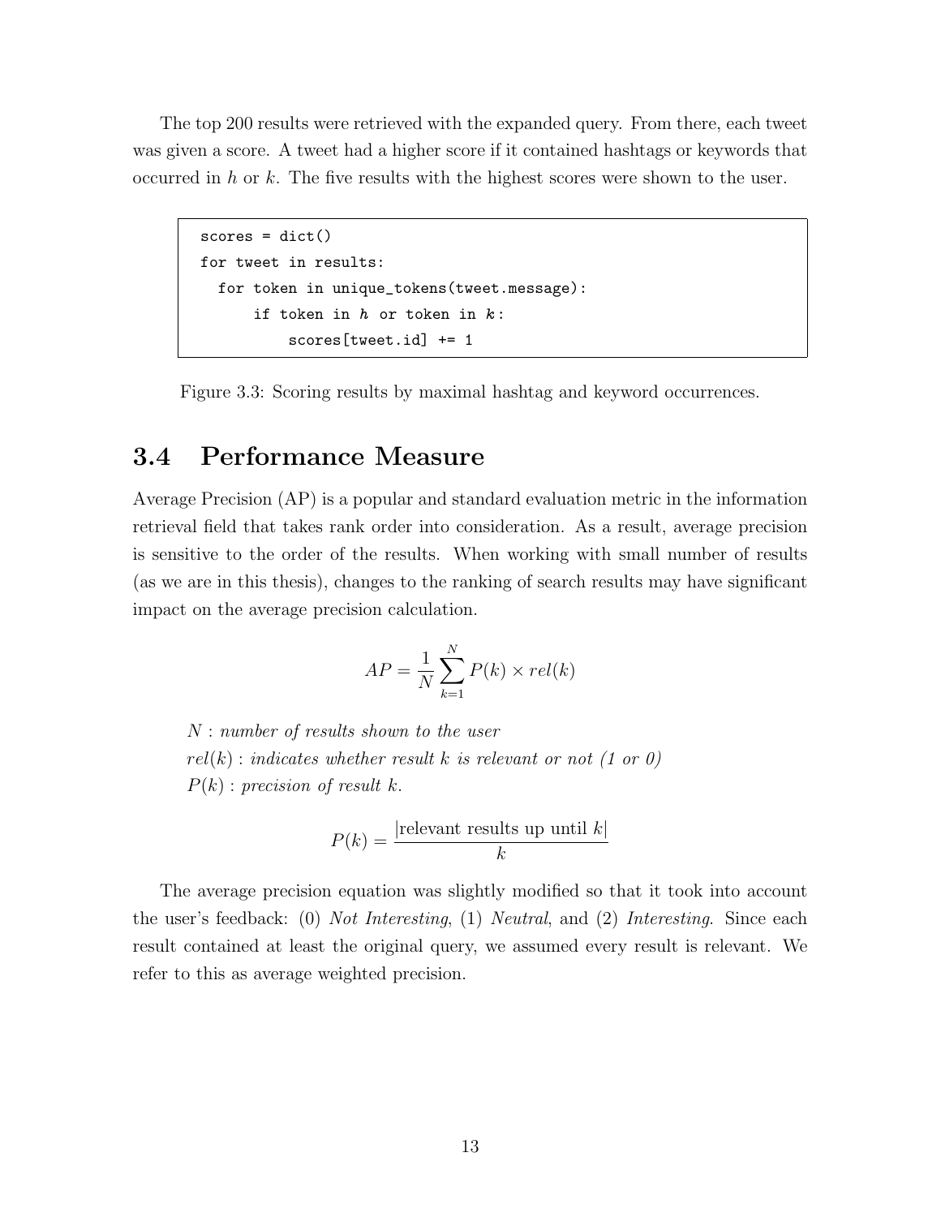The top 200 results were retrieved with the expanded query. From there, each tweet was given a score. A tweet had a higher score if it contained hashtags or keywords that occurred in $h$ or $k$. The five results with the highest scores were shown to the user.

```
scores = dict()
for tweet in results:
  for token in unique_tokens(tweet.message):
      if token in h or token in k:
          scores[tweet.id] += 1
```

Figure 3.3: Scoring results by maximal hashtag and keyword occurrences.

## 3.4 Performance Measure

Average Precision (AP) is a popular and standard evaluation metric in the information retrieval field that takes rank order into consideration. As a result, average precision is sensitive to the order of the results. When working with small number of results (as we are in this thesis), changes to the ranking of search results may have significant impact on the average precision calculation.

$$AP = \frac{1}{N} \sum_{k=1}^{N} P(k) \times rel(k)$$

$N$ : *number of results shown to the user*
$rel(k)$ : *indicates whether result k is relevant or not (1 or 0)*
$P(k)$ : *precision of result k.*

$$P(k) = \frac{|\text{relevant results up until } k|}{k}$$

The average precision equation was slightly modified so that it took into account the user's feedback: (0) *Not Interesting*, (1) *Neutral*, and (2) *Interesting*. Since each result contained at least the original query, we assumed every result is relevant. We refer to this as average weighted precision.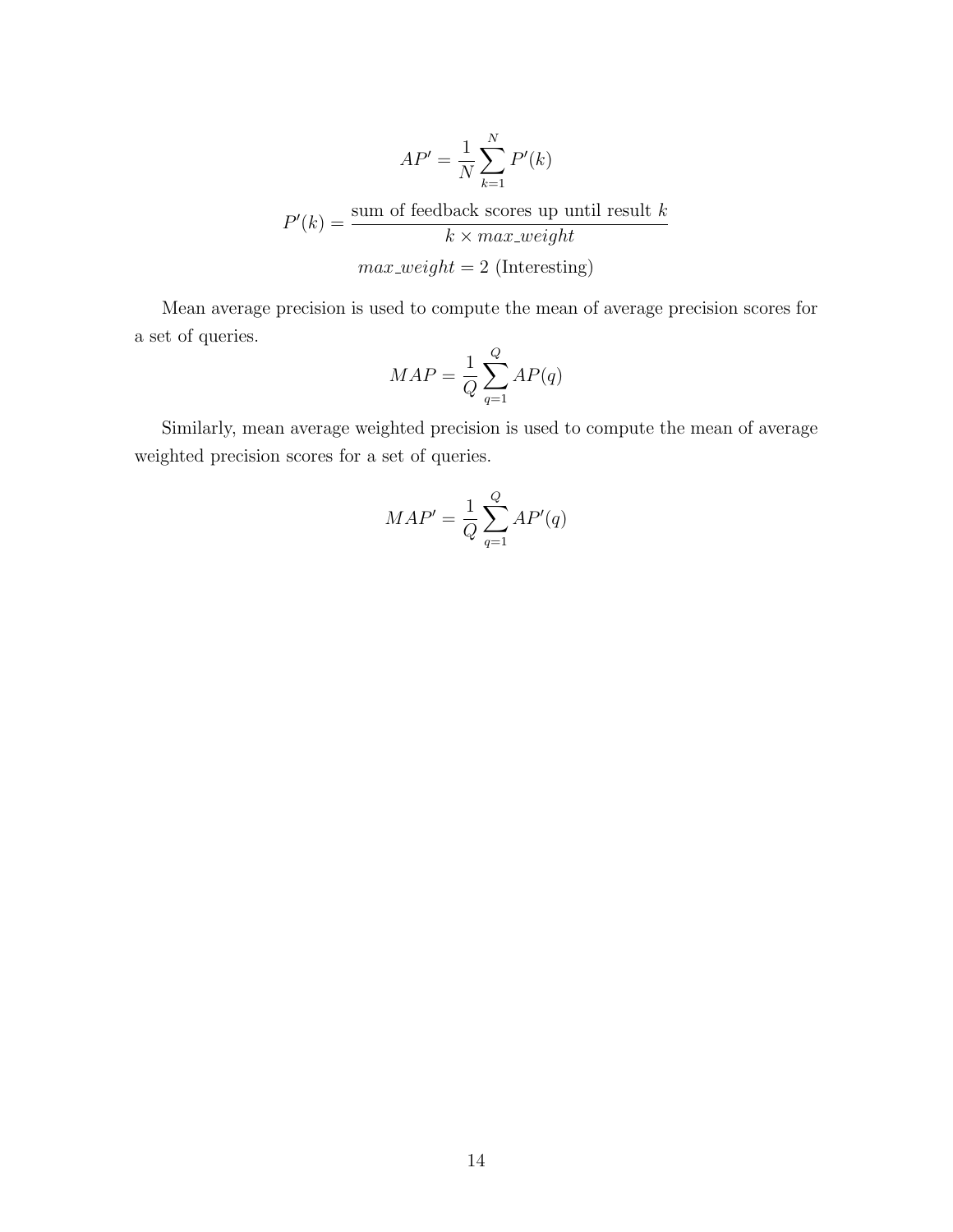$$AP' = \frac{1}{N} \sum_{k=1}^{N} P'(k)$$

$$P'(k) = \frac{\text{sum of feedback scores up until result } k}{k \times max\_weight}$$

$$max\_weight = 2 \text{ (Interesting)}$$

Mean average precision is used to compute the mean of average precision scores for a set of queries.

$$MAP = \frac{1}{Q} \sum_{q=1}^{Q} AP(q)$$

Similarly, mean average weighted precision is used to compute the mean of average weighted precision scores for a set of queries.

$$MAP' = \frac{1}{Q} \sum_{q=1}^{Q} AP'(q)$$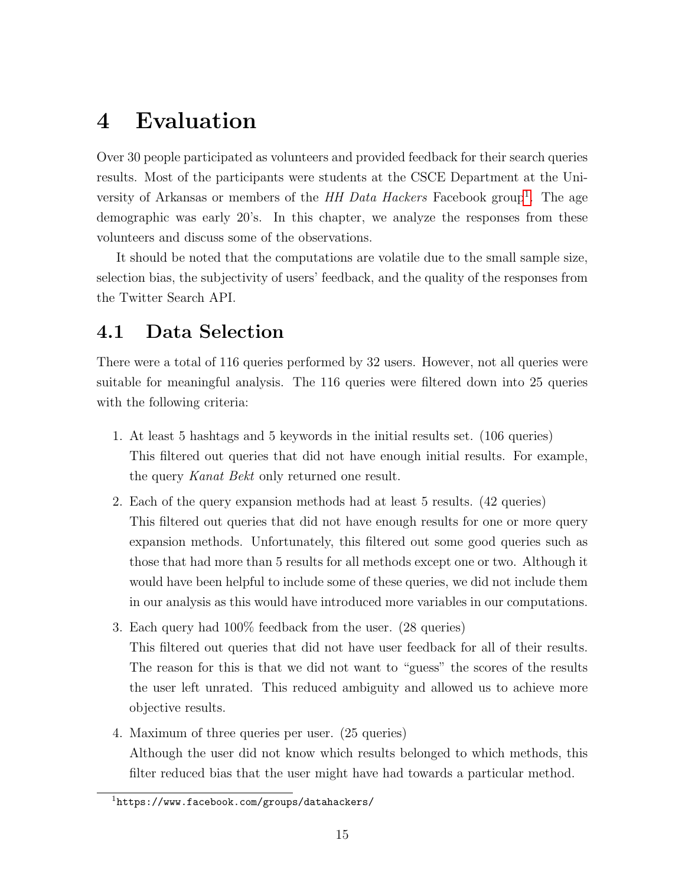# 4 Evaluation

Over 30 people participated as volunteers and provided feedback for their search queries results. Most of the participants were students at the CSCE Department at the University of Arkansas or members of the *HH Data Hackers* Facebook group[1]. The age demographic was early 20's. In this chapter, we analyze the responses from these volunteers and discuss some of the observations.

It should be noted that the computations are volatile due to the small sample size, selection bias, the subjectivity of users' feedback, and the quality of the responses from the Twitter Search API.

## 4.1 Data Selection

There were a total of 116 queries performed by 32 users. However, not all queries were suitable for meaningful analysis. The 116 queries were filtered down into 25 queries with the following criteria:

1. At least 5 hashtags and 5 keywords in the initial results set. (106 queries)
   This filtered out queries that did not have enough initial results. For example, the query *Kanat Bekt* only returned one result.
2. Each of the query expansion methods had at least 5 results. (42 queries)
   This filtered out queries that did not have enough results for one or more query expansion methods. Unfortunately, this filtered out some good queries such as those that had more than 5 results for all methods except one or two. Although it would have been helpful to include some of these queries, we did not include them in our analysis as this would have introduced more variables in our computations.
3. Each query had 100% feedback from the user. (28 queries)
   This filtered out queries that did not have user feedback for all of their results. The reason for this is that we did not want to "guess" the scores of the results the user left unrated. This reduced ambiguity and allowed us to achieve more objective results.
4. Maximum of three queries per user. (25 queries)
   Although the user did not know which results belonged to which methods, this filter reduced bias that the user might have had towards a particular method.

[1] https://www.facebook.com/groups/datahackers/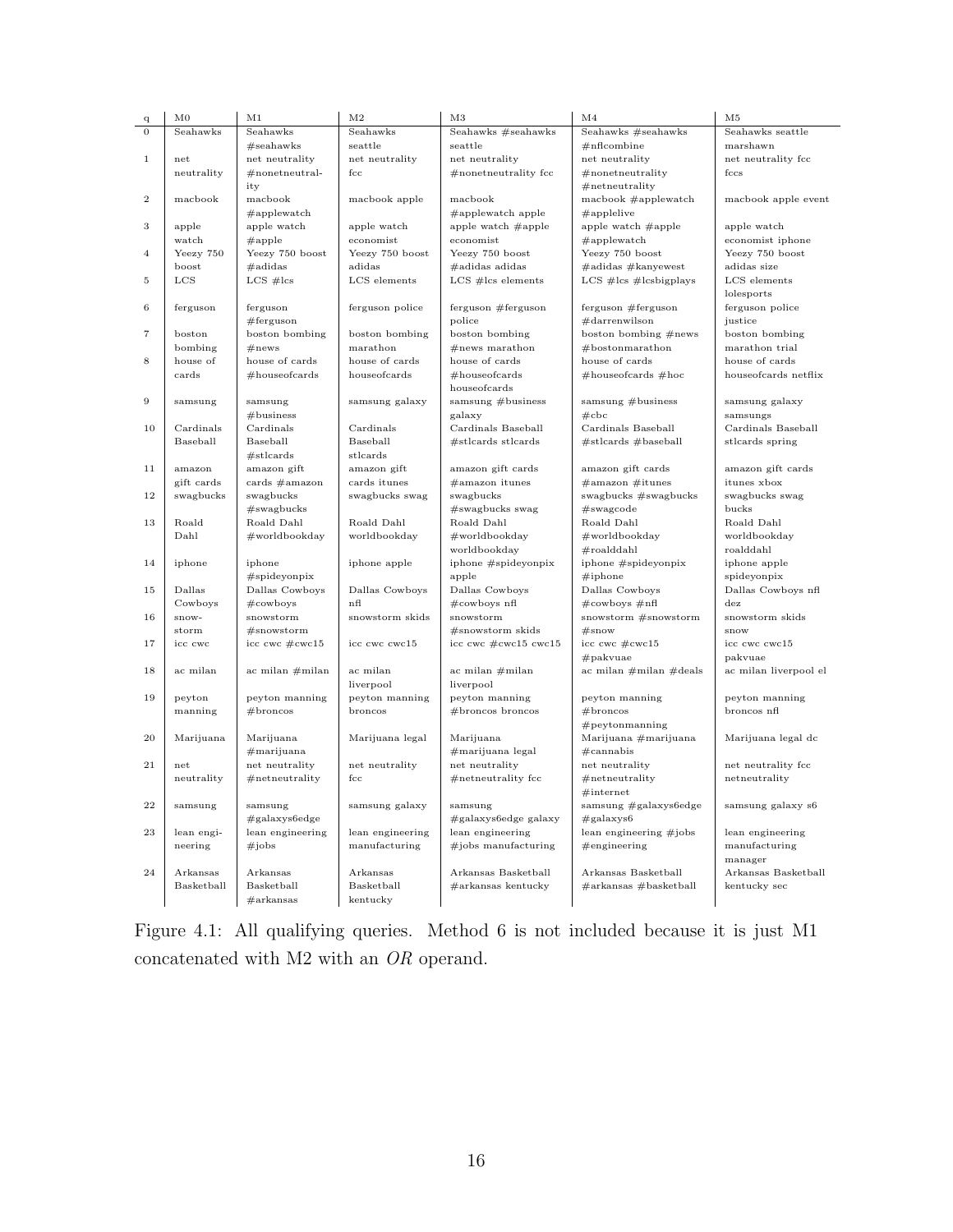| q | M0 | M1 | M2 | M3 | M4 | M5 |
|---|---|---|---|---|---|---|
| 0 | Seahawks | Seahawks #seahawks | Seahawks seattle | Seahawks #seahawks seattle | Seahawks #seahawks #nflcombine | Seahawks seattle marshawn |
| 1 | net neutrality | net neutrality #nonetneutrality | net neutrality fcc | net neutrality #nonetneutrality fcc | net neutrality #nonetneutrality #netneutrality | net neutrality fcc fccs |
| 2 | macbook | macbook #applewatch | macbook apple | macbook #applewatch apple | macbook #applewatch #applelive | macbook apple event |
| 3 | apple watch | apple watch #apple | apple watch economist | apple watch #apple economist | apple watch #apple #applewatch | apple watch economist iphone |
| 4 | Yeezy 750 boost | Yeezy 750 boost #adidas | Yeezy 750 boost adidas | Yeezy 750 boost #adidas adidas | Yeezy 750 boost #adidas #kanyewest | Yeezy 750 boost adidas size |
| 5 | LCS | LCS #lcs | LCS elements | LCS #lcs elements | LCS #lcs #lcsbigplays | LCS elements lolesports |
| 6 | ferguson | ferguson #ferguson | ferguson police | ferguson #ferguson police | ferguson #ferguson #darrenwilson | ferguson police justice |
| 7 | boston bombing | boston bombing #news | boston bombing marathon | boston bombing #news marathon | boston bombing #news #bostonmarathon | boston bombing marathon trial |
| 8 | house of cards | house of cards #houseofcards | house of cards houseofcards | house of cards #houseofcards houseofcards | house of cards #houseofcards #hoc | house of cards houseofcards netflix |
| 9 | samsung | samsung #business | samsung galaxy | samsung #business galaxy | samsung #business #cbc | samsung galaxy samsungs |
| 10 | Cardinals Baseball | Cardinals Baseball #stlcards | Cardinals Baseball stlcards | Cardinals Baseball #stlcards stlcards | Cardinals Baseball #stlcards #baseball | Cardinals Baseball stlcards spring |
| 11 | amazon gift cards | amazon gift cards #amazon | amazon gift cards itunes | amazon gift cards #amazon itunes | amazon gift cards #amazon #itunes | amazon gift cards itunes xbox |
| 12 | swagbucks | swagbucks #swagbucks | swagbucks swag | swagbucks #swagbucks swag | swagbucks #swagbucks #swagcode | swagbucks swag bucks |
| 13 | Roald Dahl | Roald Dahl #worldbookday | Roald Dahl worldbookday | Roald Dahl #worldbookday worldbookday | Roald Dahl #worldbookday #roalddahl | Roald Dahl worldbookday roalddahl |
| 14 | iphone | iphone #spideyonpix | iphone apple | iphone #spideyonpix apple | iphone #spideyonpix #iphone | iphone apple spideyonpix |
| 15 | Dallas Cowboys | Dallas Cowboys #cowboys | Dallas Cowboys nfl | Dallas Cowboys #cowboys nfl | Dallas Cowboys #cowboys #nfl | Dallas Cowboys nfl dez |
| 16 | snowstorm | snowstorm #snowstorm | snowstorm skids | snowstorm #snowstorm skids | snowstorm #snowstorm #snow | snowstorm skids snow |
| 17 | icc cwc | icc cwc #cwc15 | icc cwc cwc15 | icc cwc #cwc15 cwc15 | icc cwc #cwc15 #pakvuae | icc cwc cwc15 pakvuae |
| 18 | ac milan | ac milan #milan | ac milan liverpool | ac milan #milan liverpool | ac milan #milan #deals | ac milan liverpool el |
| 19 | peyton manning | peyton manning #broncos | peyton manning broncos | peyton manning #broncos broncos | peyton manning #broncos #peytonmanning | peyton manning broncos nfl |
| 20 | Marijuana | Marijuana #marijuana | Marijuana legal | Marijuana #marijuana legal | Marijuana #marijuana #cannabis | Marijuana legal dc |
| 21 | net neutrality | net neutrality #netneutrality | net neutrality fcc | net neutrality #netneutrality fcc | net neutrality #netneutrality #internet | net neutrality fcc netneutrality |
| 22 | samsung | samsung #galaxys6edge | samsung galaxy | samsung #galaxys6edge galaxy | samsung #galaxys6edge #galaxys6 | samsung galaxy s6 |
| 23 | lean engineering | lean engineering #jobs | lean engineering manufacturing | lean engineering #jobs manufacturing | lean engineering #jobs #engineering | lean engineering manufacturing manager |
| 24 | Arkansas Basketball | Arkansas Basketball #arkansas | Arkansas Basketball kentucky | Arkansas Basketball #arkansas kentucky | Arkansas Basketball #arkansas #basketball | Arkansas Basketball kentucky sec |

Figure 4.1: All qualifying queries. Method 6 is not included because it is just M1 concatenated with M2 with an *OR* operand.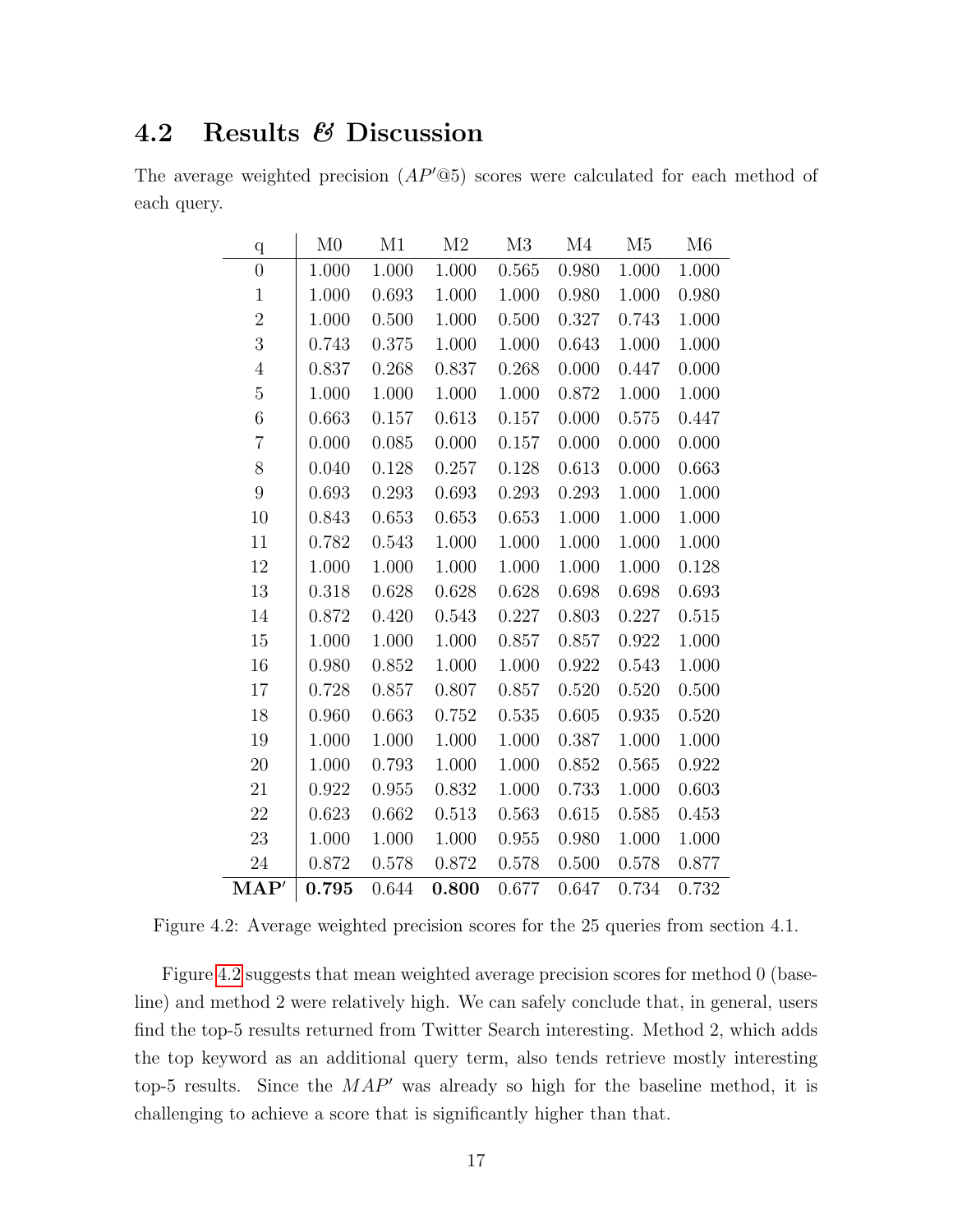## 4.2 Results & Discussion

The average weighted precision ($AP'@5$) scores were calculated for each method of each query.

| q | M0 | M1 | M2 | M3 | M4 | M5 | M6 |
|---|---|---|---|---|---|---|---|
| 0 | 1.000 | 1.000 | 1.000 | 0.565 | 0.980 | 1.000 | 1.000 |
| 1 | 1.000 | 0.693 | 1.000 | 1.000 | 0.980 | 1.000 | 0.980 |
| 2 | 1.000 | 0.500 | 1.000 | 0.500 | 0.327 | 0.743 | 1.000 |
| 3 | 0.743 | 0.375 | 1.000 | 1.000 | 0.643 | 1.000 | 1.000 |
| 4 | 0.837 | 0.268 | 0.837 | 0.268 | 0.000 | 0.447 | 0.000 |
| 5 | 1.000 | 1.000 | 1.000 | 1.000 | 0.872 | 1.000 | 1.000 |
| 6 | 0.663 | 0.157 | 0.613 | 0.157 | 0.000 | 0.575 | 0.447 |
| 7 | 0.000 | 0.085 | 0.000 | 0.157 | 0.000 | 0.000 | 0.000 |
| 8 | 0.040 | 0.128 | 0.257 | 0.128 | 0.613 | 0.000 | 0.663 |
| 9 | 0.693 | 0.293 | 0.693 | 0.293 | 0.293 | 1.000 | 1.000 |
| 10 | 0.843 | 0.653 | 0.653 | 0.653 | 1.000 | 1.000 | 1.000 |
| 11 | 0.782 | 0.543 | 1.000 | 1.000 | 1.000 | 1.000 | 1.000 |
| 12 | 1.000 | 1.000 | 1.000 | 1.000 | 1.000 | 1.000 | 0.128 |
| 13 | 0.318 | 0.628 | 0.628 | 0.628 | 0.698 | 0.698 | 0.693 |
| 14 | 0.872 | 0.420 | 0.543 | 0.227 | 0.803 | 0.227 | 0.515 |
| 15 | 1.000 | 1.000 | 1.000 | 0.857 | 0.857 | 0.922 | 1.000 |
| 16 | 0.980 | 0.852 | 1.000 | 1.000 | 0.922 | 0.543 | 1.000 |
| 17 | 0.728 | 0.857 | 0.807 | 0.857 | 0.520 | 0.520 | 0.500 |
| 18 | 0.960 | 0.663 | 0.752 | 0.535 | 0.605 | 0.935 | 0.520 |
| 19 | 1.000 | 1.000 | 1.000 | 1.000 | 0.387 | 1.000 | 1.000 |
| 20 | 1.000 | 0.793 | 1.000 | 1.000 | 0.852 | 0.565 | 0.922 |
| 21 | 0.922 | 0.955 | 0.832 | 1.000 | 0.733 | 1.000 | 0.603 |
| 22 | 0.623 | 0.662 | 0.513 | 0.563 | 0.615 | 0.585 | 0.453 |
| 23 | 1.000 | 1.000 | 1.000 | 0.955 | 0.980 | 1.000 | 1.000 |
| 24 | 0.872 | 0.578 | 0.872 | 0.578 | 0.500 | 0.578 | 0.877 |
| **MAP′** | **0.795** | 0.644 | **0.800** | 0.677 | 0.647 | 0.734 | 0.732 |

Figure 4.2: Average weighted precision scores for the 25 queries from section 4.1.

Figure 4.2 suggests that mean weighted average precision scores for method 0 (baseline) and method 2 were relatively high. We can safely conclude that, in general, users find the top-5 results returned from Twitter Search interesting. Method 2, which adds the top keyword as an additional query term, also tends retrieve mostly interesting top-5 results. Since the $MAP'$ was already so high for the baseline method, it is challenging to achieve a score that is significantly higher than that.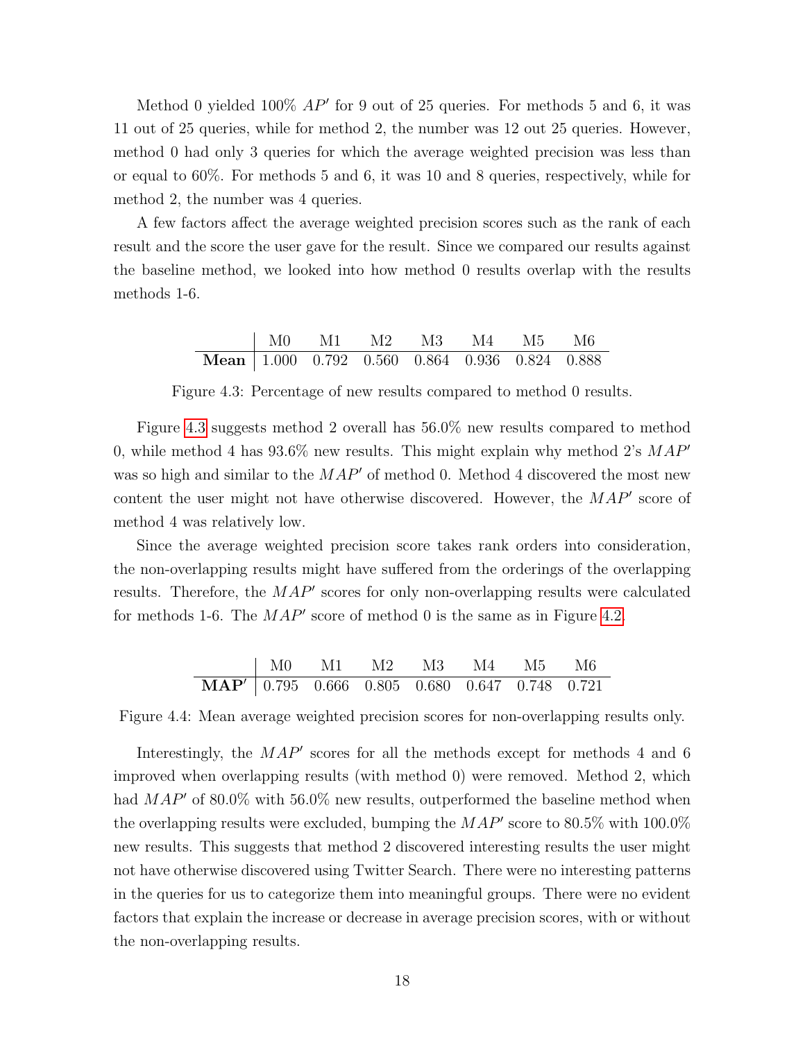Method 0 yielded 100% $AP'$ for 9 out of 25 queries. For methods 5 and 6, it was 11 out of 25 queries, while for method 2, the number was 12 out 25 queries. However, method 0 had only 3 queries for which the average weighted precision was less than or equal to 60%. For methods 5 and 6, it was 10 and 8 queries, respectively, while for method 2, the number was 4 queries.

A few factors affect the average weighted precision scores such as the rank of each result and the score the user gave for the result. Since we compared our results against the baseline method, we looked into how method 0 results overlap with the results methods 1-6.

| | M0 | M1 | M2 | M3 | M4 | M5 | M6 |
|---|---|---|---|---|---|---|---|
| **Mean** | 1.000 | 0.792 | 0.560 | 0.864 | 0.936 | 0.824 | 0.888 |

Figure 4.3: Percentage of new results compared to method 0 results.

Figure 4.3 suggests method 2 overall has 56.0% new results compared to method 0, while method 4 has 93.6% new results. This might explain why method 2's $MAP'$ was so high and similar to the $MAP'$ of method 0. Method 4 discovered the most new content the user might not have otherwise discovered. However, the $MAP'$ score of method 4 was relatively low.

Since the average weighted precision score takes rank orders into consideration, the non-overlapping results might have suffered from the orderings of the overlapping results. Therefore, the $MAP'$ scores for only non-overlapping results were calculated for methods 1-6. The $MAP'$ score of method 0 is the same as in Figure 4.2.

| | M0 | M1 | M2 | M3 | M4 | M5 | M6 |
|---|---|---|---|---|---|---|---|
| **MAP′** | 0.795 | 0.666 | 0.805 | 0.680 | 0.647 | 0.748 | 0.721 |

Figure 4.4: Mean average weighted precision scores for non-overlapping results only.

Interestingly, the $MAP'$ scores for all the methods except for methods 4 and 6 improved when overlapping results (with method 0) were removed. Method 2, which had $MAP'$ of 80.0% with 56.0% new results, outperformed the baseline method when the overlapping results were excluded, bumping the $MAP'$ score to 80.5% with 100.0% new results. This suggests that method 2 discovered interesting results the user might not have otherwise discovered using Twitter Search. There were no interesting patterns in the queries for us to categorize them into meaningful groups. There were no evident factors that explain the increase or decrease in average precision scores, with or without the non-overlapping results.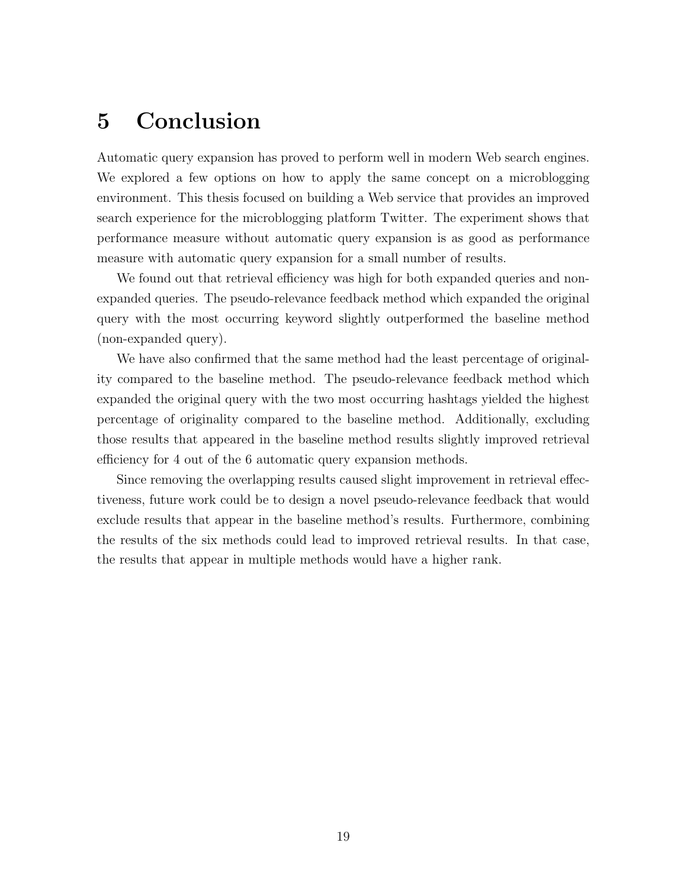# 5 Conclusion

Automatic query expansion has proved to perform well in modern Web search engines. We explored a few options on how to apply the same concept on a microblogging environment. This thesis focused on building a Web service that provides an improved search experience for the microblogging platform Twitter. The experiment shows that performance measure without automatic query expansion is as good as performance measure with automatic query expansion for a small number of results.

We found out that retrieval efficiency was high for both expanded queries and non-expanded queries. The pseudo-relevance feedback method which expanded the original query with the most occurring keyword slightly outperformed the baseline method (non-expanded query).

We have also confirmed that the same method had the least percentage of originality compared to the baseline method. The pseudo-relevance feedback method which expanded the original query with the two most occurring hashtags yielded the highest percentage of originality compared to the baseline method. Additionally, excluding those results that appeared in the baseline method results slightly improved retrieval efficiency for 4 out of the 6 automatic query expansion methods.

Since removing the overlapping results caused slight improvement in retrieval effectiveness, future work could be to design a novel pseudo-relevance feedback that would exclude results that appear in the baseline method's results. Furthermore, combining the results of the six methods could lead to improved retrieval results. In that case, the results that appear in multiple methods would have a higher rank.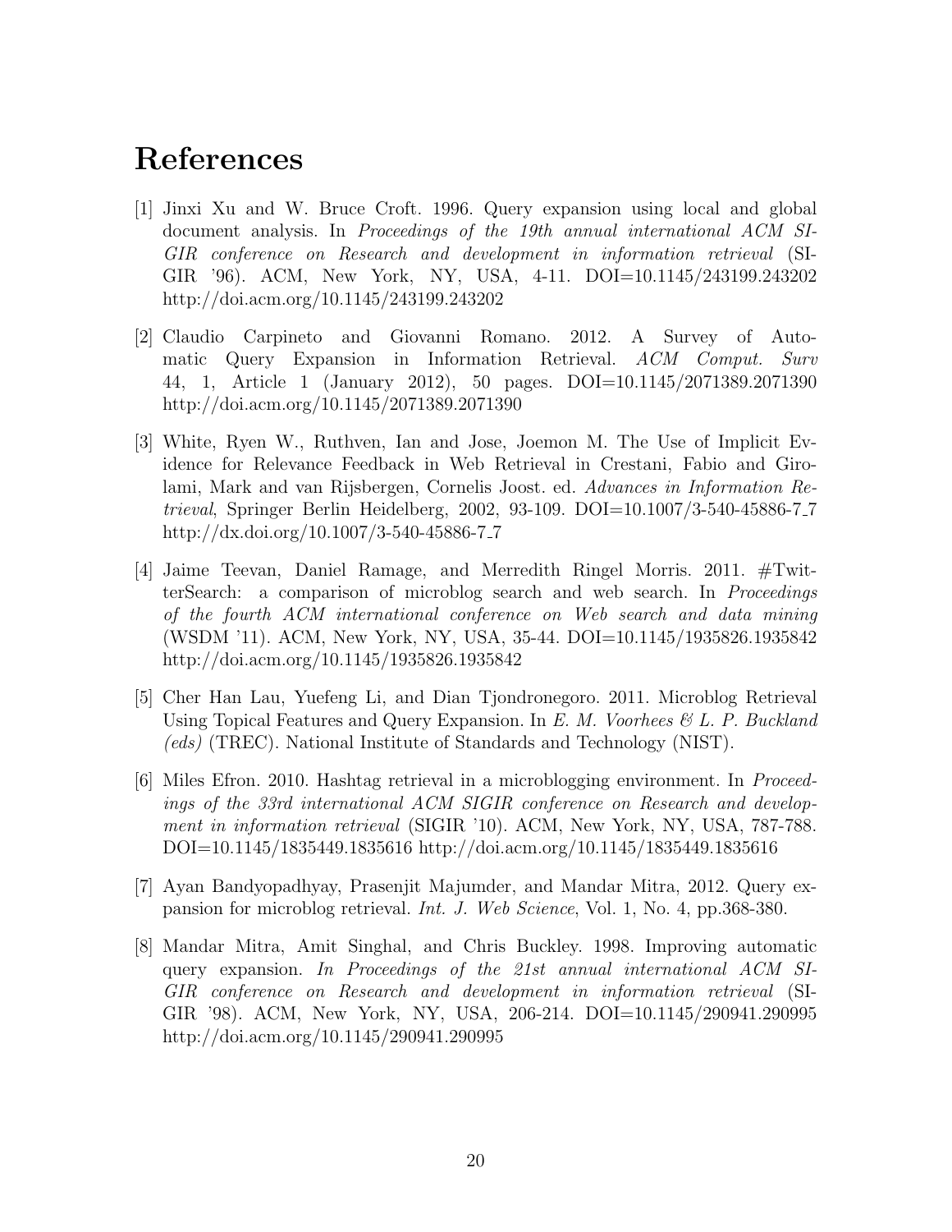# References

[1] Jinxi Xu and W. Bruce Croft. 1996. Query expansion using local and global document analysis. In *Proceedings of the 19th annual international ACM SIGIR conference on Research and development in information retrieval* (SIGIR '96). ACM, New York, NY, USA, 4-11. DOI=10.1145/243199.243202 http://doi.acm.org/10.1145/243199.243202

[2] Claudio Carpineto and Giovanni Romano. 2012. A Survey of Automatic Query Expansion in Information Retrieval. *ACM Comput. Surv* 44, 1, Article 1 (January 2012), 50 pages. DOI=10.1145/2071389.2071390 http://doi.acm.org/10.1145/2071389.2071390

[3] White, Ryen W., Ruthven, Ian and Jose, Joemon M. The Use of Implicit Evidence for Relevance Feedback in Web Retrieval in Crestani, Fabio and Girolami, Mark and van Rijsbergen, Cornelis Joost. ed. *Advances in Information Retrieval*, Springer Berlin Heidelberg, 2002, 93-109. DOI=10.1007/3-540-45886-7_7 http://dx.doi.org/10.1007/3-540-45886-7_7

[4] Jaime Teevan, Daniel Ramage, and Merredith Ringel Morris. 2011. #TwitterSearch: a comparison of microblog search and web search. In *Proceedings of the fourth ACM international conference on Web search and data mining* (WSDM '11). ACM, New York, NY, USA, 35-44. DOI=10.1145/1935826.1935842 http://doi.acm.org/10.1145/1935826.1935842

[5] Cher Han Lau, Yuefeng Li, and Dian Tjondronegoro. 2011. Microblog Retrieval Using Topical Features and Query Expansion. In *E. M. Voorhees & L. P. Buckland (eds)* (TREC). National Institute of Standards and Technology (NIST).

[6] Miles Efron. 2010. Hashtag retrieval in a microblogging environment. In *Proceedings of the 33rd international ACM SIGIR conference on Research and development in information retrieval* (SIGIR '10). ACM, New York, NY, USA, 787-788. DOI=10.1145/1835449.1835616 http://doi.acm.org/10.1145/1835449.1835616

[7] Ayan Bandyopadhyay, Prasenjit Majumder, and Mandar Mitra, 2012. Query expansion for microblog retrieval. *Int. J. Web Science*, Vol. 1, No. 4, pp.368-380.

[8] Mandar Mitra, Amit Singhal, and Chris Buckley. 1998. Improving automatic query expansion. *In Proceedings of the 21st annual international ACM SIGIR conference on Research and development in information retrieval* (SIGIR '98). ACM, New York, NY, USA, 206-214. DOI=10.1145/290941.290995 http://doi.acm.org/10.1145/290941.290995